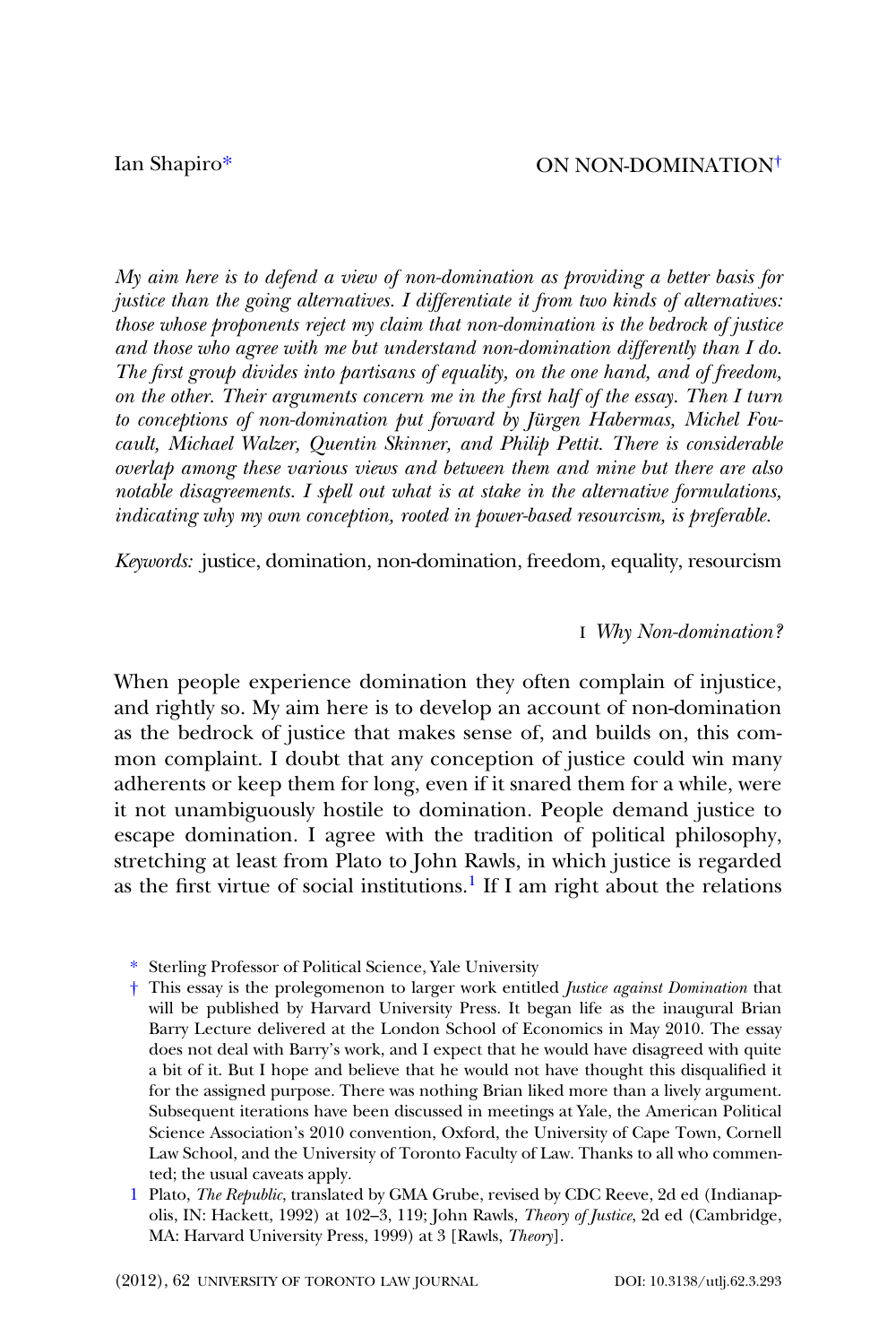Ian Shapiro[*]

# ON NON-DOMINATION[†]

*My aim here is to defend a view of non-domination as providing a better basis for justice than the going alternatives. I differentiate it from two kinds of alternatives: those whose proponents reject my claim that non-domination is the bedrock of justice and those who agree with me but understand non-domination differently than I do. The first group divides into partisans of equality, on the one hand, and of freedom, on the other. Their arguments concern me in the first half of the essay. Then I turn to conceptions of non-domination put forward by Jürgen Habermas, Michel Foucault, Michael Walzer, Quentin Skinner, and Philip Pettit. There is considerable overlap among these various views and between them and mine but there are also notable disagreements. I spell out what is at stake in the alternative formulations, indicating why my own conception, rooted in power-based resourcism, is preferable.*

*Keywords:* justice, domination, non-domination, freedom, equality, resourcism

## I *Why Non-domination?*

When people experience domination they often complain of injustice, and rightly so. My aim here is to develop an account of non-domination as the bedrock of justice that makes sense of, and builds on, this common complaint. I doubt that any conception of justice could win many adherents or keep them for long, even if it snared them for a while, were it not unambiguously hostile to domination. People demand justice to escape domination. I agree with the tradition of political philosophy, stretching at least from Plato to John Rawls, in which justice is regarded as the first virtue of social institutions.[1] If I am right about the relations

[*] Sterling Professor of Political Science, Yale University

[†] This essay is the prolegomenon to larger work entitled *Justice against Domination* that will be published by Harvard University Press. It began life as the inaugural Brian Barry Lecture delivered at the London School of Economics in May 2010. The essay does not deal with Barry's work, and I expect that he would have disagreed with quite a bit of it. But I hope and believe that he would not have thought this disqualified it for the assigned purpose. There was nothing Brian liked more than a lively argument. Subsequent iterations have been discussed in meetings at Yale, the American Political Science Association's 2010 convention, Oxford, the University of Cape Town, Cornell Law School, and the University of Toronto Faculty of Law. Thanks to all who commented; the usual caveats apply.

[1] Plato, *The Republic*, translated by GMA Grube, revised by CDC Reeve, 2d ed (Indianapolis, IN: Hackett, 1992) at 102–3, 119; John Rawls, *Theory of Justice*, 2d ed (Cambridge, MA: Harvard University Press, 1999) at 3 [Rawls, *Theory*].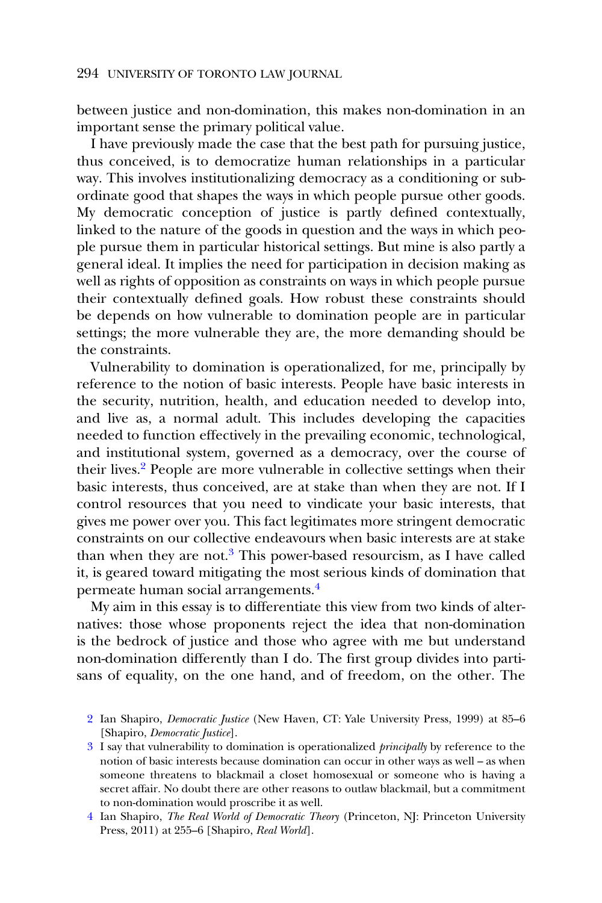between justice and non-domination, this makes non-domination in an important sense the primary political value.

I have previously made the case that the best path for pursuing justice, thus conceived, is to democratize human relationships in a particular way. This involves institutionalizing democracy as a conditioning or subordinate good that shapes the ways in which people pursue other goods. My democratic conception of justice is partly defined contextually, linked to the nature of the goods in question and the ways in which people pursue them in particular historical settings. But mine is also partly a general ideal. It implies the need for participation in decision making as well as rights of opposition as constraints on ways in which people pursue their contextually defined goals. How robust these constraints should be depends on how vulnerable to domination people are in particular settings; the more vulnerable they are, the more demanding should be the constraints.

Vulnerability to domination is operationalized, for me, principally by reference to the notion of basic interests. People have basic interests in the security, nutrition, health, and education needed to develop into, and live as, a normal adult. This includes developing the capacities needed to function effectively in the prevailing economic, technological, and institutional system, governed as a democracy, over the course of their lives.[2] People are more vulnerable in collective settings when their basic interests, thus conceived, are at stake than when they are not. If I control resources that you need to vindicate your basic interests, that gives me power over you. This fact legitimates more stringent democratic constraints on our collective endeavours when basic interests are at stake than when they are not.[3] This power-based resourcism, as I have called it, is geared toward mitigating the most serious kinds of domination that permeate human social arrangements.[4]

My aim in this essay is to differentiate this view from two kinds of alternatives: those whose proponents reject the idea that non-domination is the bedrock of justice and those who agree with me but understand non-domination differently than I do. The first group divides into partisans of equality, on the one hand, and of freedom, on the other. The

2 Ian Shapiro, *Democratic Justice* (New Haven, CT: Yale University Press, 1999) at 85–6 [Shapiro, *Democratic Justice*].

3 I say that vulnerability to domination is operationalized *principally* by reference to the notion of basic interests because domination can occur in other ways as well – as when someone threatens to blackmail a closet homosexual or someone who is having a secret affair. No doubt there are other reasons to outlaw blackmail, but a commitment to non-domination would proscribe it as well.

4 Ian Shapiro, *The Real World of Democratic Theory* (Princeton, NJ: Princeton University Press, 2011) at 255–6 [Shapiro, *Real World*].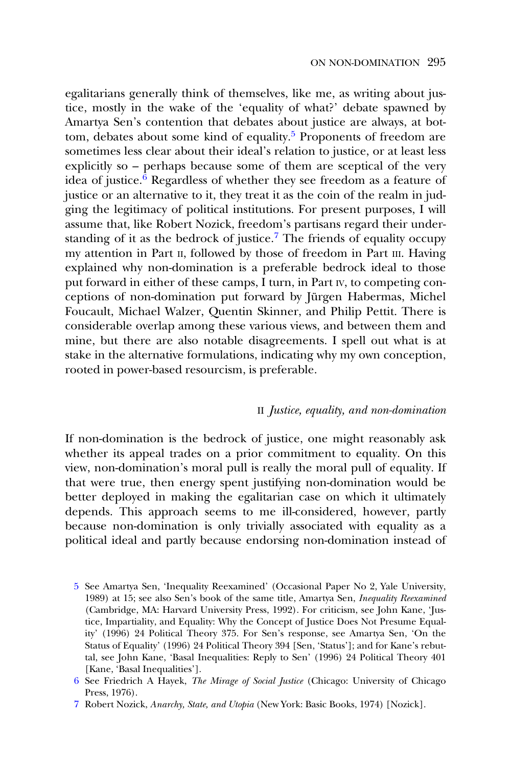egalitarians generally think of themselves, like me, as writing about justice, mostly in the wake of the 'equality of what?' debate spawned by Amartya Sen's contention that debates about justice are always, at bottom, debates about some kind of equality.[5] Proponents of freedom are sometimes less clear about their ideal's relation to justice, or at least less explicitly so – perhaps because some of them are sceptical of the very idea of justice.[6] Regardless of whether they see freedom as a feature of justice or an alternative to it, they treat it as the coin of the realm in judging the legitimacy of political institutions. For present purposes, I will assume that, like Robert Nozick, freedom's partisans regard their understanding of it as the bedrock of justice.[7] The friends of equality occupy my attention in Part II, followed by those of freedom in Part III. Having explained why non-domination is a preferable bedrock ideal to those put forward in either of these camps, I turn, in Part IV, to competing conceptions of non-domination put forward by Jürgen Habermas, Michel Foucault, Michael Walzer, Quentin Skinner, and Philip Pettit. There is considerable overlap among these various views, and between them and mine, but there are also notable disagreements. I spell out what is at stake in the alternative formulations, indicating why my own conception, rooted in power-based resourcism, is preferable.

## II *Justice, equality, and non-domination*

If non-domination is the bedrock of justice, one might reasonably ask whether its appeal trades on a prior commitment to equality. On this view, non-domination's moral pull is really the moral pull of equality. If that were true, then energy spent justifying non-domination would be better deployed in making the egalitarian case on which it ultimately depends. This approach seems to me ill-considered, however, partly because non-domination is only trivially associated with equality as a political ideal and partly because endorsing non-domination instead of

---

5 See Amartya Sen, 'Inequality Reexamined' (Occasional Paper No 2, Yale University, 1989) at 15; see also Sen's book of the same title, Amartya Sen, *Inequality Reexamined* (Cambridge, MA: Harvard University Press, 1992). For criticism, see John Kane, 'Justice, Impartiality, and Equality: Why the Concept of Justice Does Not Presume Equality' (1996) 24 Political Theory 375. For Sen's response, see Amartya Sen, 'On the Status of Equality' (1996) 24 Political Theory 394 [Sen, 'Status']; and for Kane's rebuttal, see John Kane, 'Basal Inequalities: Reply to Sen' (1996) 24 Political Theory 401 [Kane, 'Basal Inequalities'].

6 See Friedrich A Hayek, *The Mirage of Social Justice* (Chicago: University of Chicago Press, 1976).

7 Robert Nozick, *Anarchy, State, and Utopia* (New York: Basic Books, 1974) [Nozick].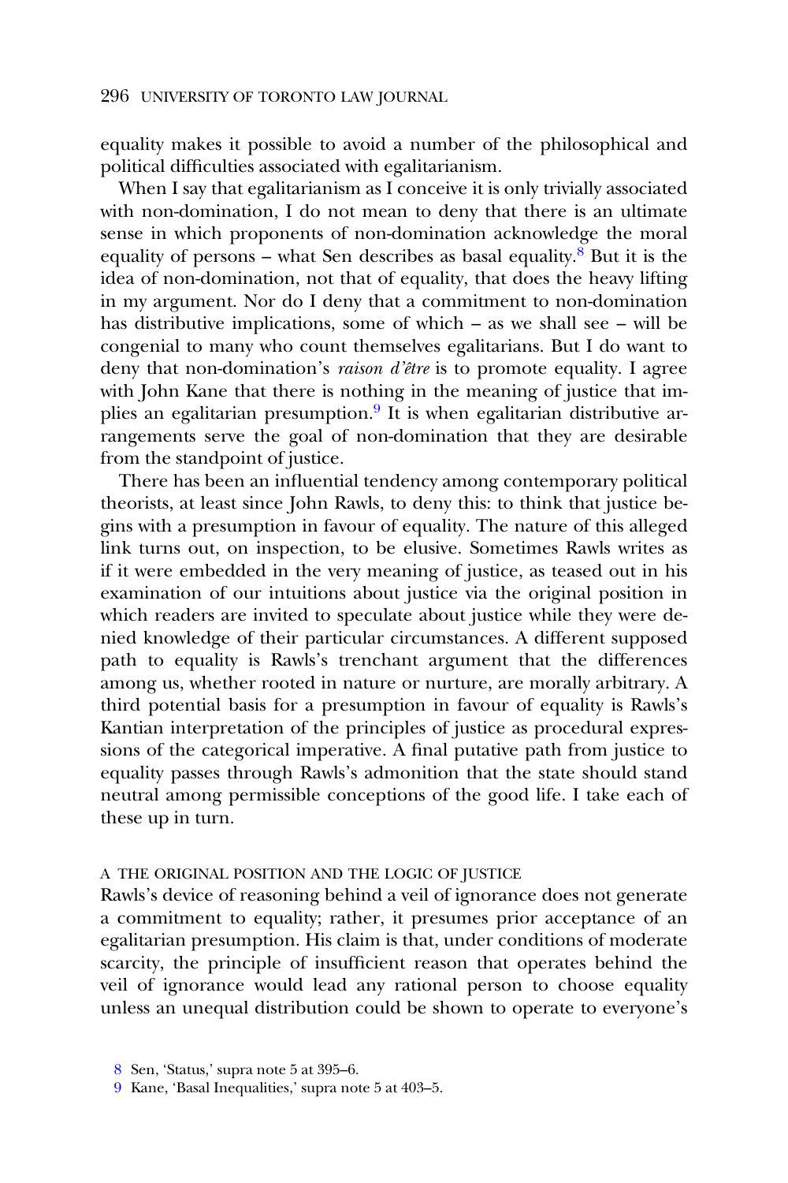equality makes it possible to avoid a number of the philosophical and political difficulties associated with egalitarianism.

When I say that egalitarianism as I conceive it is only trivially associated with non-domination, I do not mean to deny that there is an ultimate sense in which proponents of non-domination acknowledge the moral equality of persons – what Sen describes as basal equality.[8] But it is the idea of non-domination, not that of equality, that does the heavy lifting in my argument. Nor do I deny that a commitment to non-domination has distributive implications, some of which – as we shall see – will be congenial to many who count themselves egalitarians. But I do want to deny that non-domination's *raison d'être* is to promote equality. I agree with John Kane that there is nothing in the meaning of justice that implies an egalitarian presumption.[9] It is when egalitarian distributive arrangements serve the goal of non-domination that they are desirable from the standpoint of justice.

There has been an influential tendency among contemporary political theorists, at least since John Rawls, to deny this: to think that justice begins with a presumption in favour of equality. The nature of this alleged link turns out, on inspection, to be elusive. Sometimes Rawls writes as if it were embedded in the very meaning of justice, as teased out in his examination of our intuitions about justice via the original position in which readers are invited to speculate about justice while they were denied knowledge of their particular circumstances. A different supposed path to equality is Rawls's trenchant argument that the differences among us, whether rooted in nature or nurture, are morally arbitrary. A third potential basis for a presumption in favour of equality is Rawls's Kantian interpretation of the principles of justice as procedural expressions of the categorical imperative. A final putative path from justice to equality passes through Rawls's admonition that the state should stand neutral among permissible conceptions of the good life. I take each of these up in turn.

### A THE ORIGINAL POSITION AND THE LOGIC OF JUSTICE

Rawls's device of reasoning behind a veil of ignorance does not generate a commitment to equality; rather, it presumes prior acceptance of an egalitarian presumption. His claim is that, under conditions of moderate scarcity, the principle of insufficient reason that operates behind the veil of ignorance would lead any rational person to choose equality unless an unequal distribution could be shown to operate to everyone's

8 Sen, 'Status,' supra note 5 at 395–6.

9 Kane, 'Basal Inequalities,' supra note 5 at 403–5.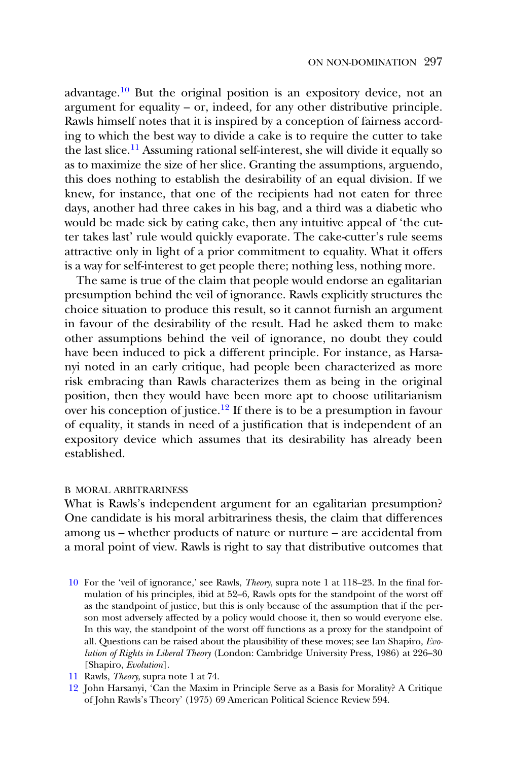advantage.[10] But the original position is an expository device, not an argument for equality – or, indeed, for any other distributive principle. Rawls himself notes that it is inspired by a conception of fairness according to which the best way to divide a cake is to require the cutter to take the last slice.[11] Assuming rational self-interest, she will divide it equally so as to maximize the size of her slice. Granting the assumptions, arguendo, this does nothing to establish the desirability of an equal division. If we knew, for instance, that one of the recipients had not eaten for three days, another had three cakes in his bag, and a third was a diabetic who would be made sick by eating cake, then any intuitive appeal of 'the cutter takes last' rule would quickly evaporate. The cake-cutter's rule seems attractive only in light of a prior commitment to equality. What it offers is a way for self-interest to get people there; nothing less, nothing more.

The same is true of the claim that people would endorse an egalitarian presumption behind the veil of ignorance. Rawls explicitly structures the choice situation to produce this result, so it cannot furnish an argument in favour of the desirability of the result. Had he asked them to make other assumptions behind the veil of ignorance, no doubt they could have been induced to pick a different principle. For instance, as Harsanyi noted in an early critique, had people been characterized as more risk embracing than Rawls characterizes them as being in the original position, then they would have been more apt to choose utilitarianism over his conception of justice.[12] If there is to be a presumption in favour of equality, it stands in need of a justification that is independent of an expository device which assumes that its desirability has already been established.

### B MORAL ARBITRARINESS

What is Rawls's independent argument for an egalitarian presumption? One candidate is his moral arbitrariness thesis, the claim that differences among us – whether products of nature or nurture – are accidental from a moral point of view. Rawls is right to say that distributive outcomes that

10 For the 'veil of ignorance,' see Rawls, *Theory*, supra note 1 at 118–23. In the final formulation of his principles, ibid at 52–6, Rawls opts for the standpoint of the worst off as the standpoint of justice, but this is only because of the assumption that if the person most adversely affected by a policy would choose it, then so would everyone else. In this way, the standpoint of the worst off functions as a proxy for the standpoint of all. Questions can be raised about the plausibility of these moves; see Ian Shapiro, *Evolution of Rights in Liberal Theory* (London: Cambridge University Press, 1986) at 226–30 [Shapiro, *Evolution*].

11 Rawls, *Theory*, supra note 1 at 74.

12 John Harsanyi, 'Can the Maxim in Principle Serve as a Basis for Morality? A Critique of John Rawls's Theory' (1975) 69 American Political Science Review 594.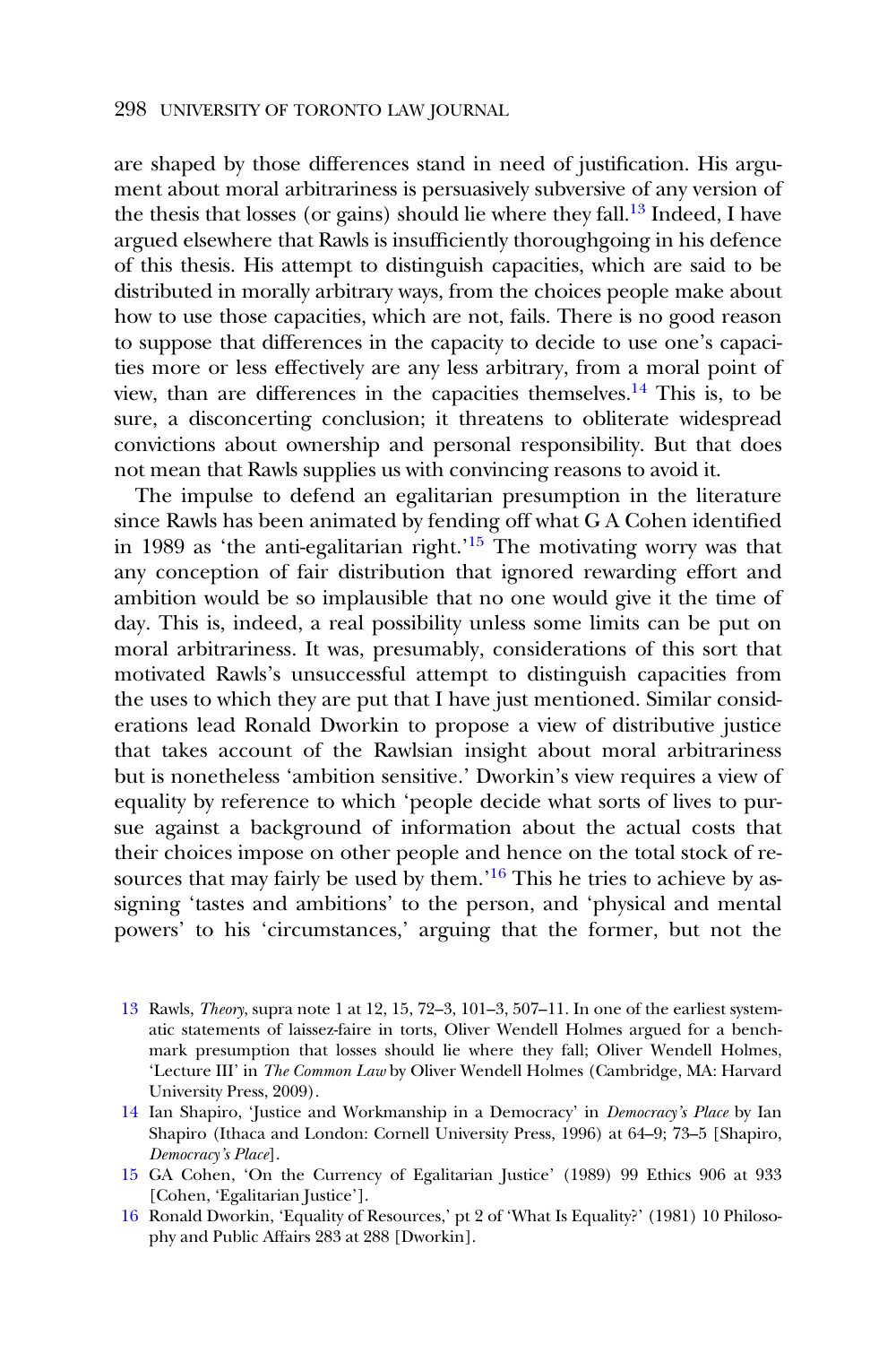are shaped by those differences stand in need of justification. His argument about moral arbitrariness is persuasively subversive of any version of the thesis that losses (or gains) should lie where they fall.[13] Indeed, I have argued elsewhere that Rawls is insufficiently thoroughgoing in his defence of this thesis. His attempt to distinguish capacities, which are said to be distributed in morally arbitrary ways, from the choices people make about how to use those capacities, which are not, fails. There is no good reason to suppose that differences in the capacity to decide to use one's capacities more or less effectively are any less arbitrary, from a moral point of view, than are differences in the capacities themselves.[14] This is, to be sure, a disconcerting conclusion; it threatens to obliterate widespread convictions about ownership and personal responsibility. But that does not mean that Rawls supplies us with convincing reasons to avoid it.

The impulse to defend an egalitarian presumption in the literature since Rawls has been animated by fending off what G A Cohen identified in 1989 as 'the anti-egalitarian right.'[15] The motivating worry was that any conception of fair distribution that ignored rewarding effort and ambition would be so implausible that no one would give it the time of day. This is, indeed, a real possibility unless some limits can be put on moral arbitrariness. It was, presumably, considerations of this sort that motivated Rawls's unsuccessful attempt to distinguish capacities from the uses to which they are put that I have just mentioned. Similar considerations lead Ronald Dworkin to propose a view of distributive justice that takes account of the Rawlsian insight about moral arbitrariness but is nonetheless 'ambition sensitive.' Dworkin's view requires a view of equality by reference to which 'people decide what sorts of lives to pursue against a background of information about the actual costs that their choices impose on other people and hence on the total stock of resources that may fairly be used by them.'[16] This he tries to achieve by assigning 'tastes and ambitions' to the person, and 'physical and mental powers' to his 'circumstances,' arguing that the former, but not the

13 Rawls, *Theory*, supra note 1 at 12, 15, 72–3, 101–3, 507–11. In one of the earliest systematic statements of laissez-faire in torts, Oliver Wendell Holmes argued for a benchmark presumption that losses should lie where they fall; Oliver Wendell Holmes, 'Lecture III' in *The Common Law* by Oliver Wendell Holmes (Cambridge, MA: Harvard University Press, 2009).

14 Ian Shapiro, 'Justice and Workmanship in a Democracy' in *Democracy's Place* by Ian Shapiro (Ithaca and London: Cornell University Press, 1996) at 64–9; 73–5 [Shapiro, *Democracy's Place*].

15 GA Cohen, 'On the Currency of Egalitarian Justice' (1989) 99 Ethics 906 at 933 [Cohen, 'Egalitarian Justice'].

16 Ronald Dworkin, 'Equality of Resources,' pt 2 of 'What Is Equality?' (1981) 10 Philosophy and Public Affairs 283 at 288 [Dworkin].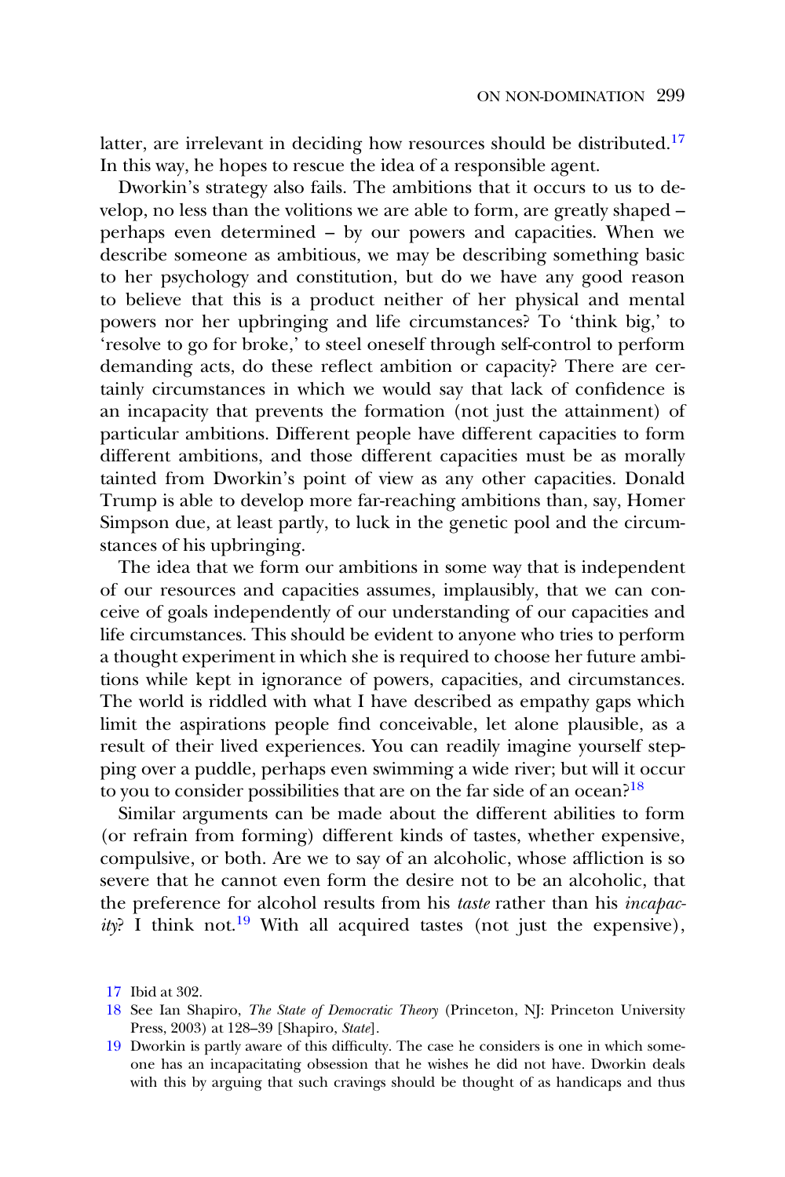latter, are irrelevant in deciding how resources should be distributed.[17] In this way, he hopes to rescue the idea of a responsible agent.

Dworkin's strategy also fails. The ambitions that it occurs to us to develop, no less than the volitions we are able to form, are greatly shaped – perhaps even determined – by our powers and capacities. When we describe someone as ambitious, we may be describing something basic to her psychology and constitution, but do we have any good reason to believe that this is a product neither of her physical and mental powers nor her upbringing and life circumstances? To 'think big,' to 'resolve to go for broke,' to steel oneself through self-control to perform demanding acts, do these reflect ambition or capacity? There are certainly circumstances in which we would say that lack of confidence is an incapacity that prevents the formation (not just the attainment) of particular ambitions. Different people have different capacities to form different ambitions, and those different capacities must be as morally tainted from Dworkin's point of view as any other capacities. Donald Trump is able to develop more far-reaching ambitions than, say, Homer Simpson due, at least partly, to luck in the genetic pool and the circumstances of his upbringing.

The idea that we form our ambitions in some way that is independent of our resources and capacities assumes, implausibly, that we can conceive of goals independently of our understanding of our capacities and life circumstances. This should be evident to anyone who tries to perform a thought experiment in which she is required to choose her future ambitions while kept in ignorance of powers, capacities, and circumstances. The world is riddled with what I have described as empathy gaps which limit the aspirations people find conceivable, let alone plausible, as a result of their lived experiences. You can readily imagine yourself stepping over a puddle, perhaps even swimming a wide river; but will it occur to you to consider possibilities that are on the far side of an ocean?[18]

Similar arguments can be made about the different abilities to form (or refrain from forming) different kinds of tastes, whether expensive, compulsive, or both. Are we to say of an alcoholic, whose affliction is so severe that he cannot even form the desire not to be an alcoholic, that the preference for alcohol results from his *taste* rather than his *incapacity*? I think not.[19] With all acquired tastes (not just the expensive),

17 Ibid at 302.

18 See Ian Shapiro, *The State of Democratic Theory* (Princeton, NJ: Princeton University Press, 2003) at 128–39 [Shapiro, *State*].

19 Dworkin is partly aware of this difficulty. The case he considers is one in which someone has an incapacitating obsession that he wishes he did not have. Dworkin deals with this by arguing that such cravings should be thought of as handicaps and thus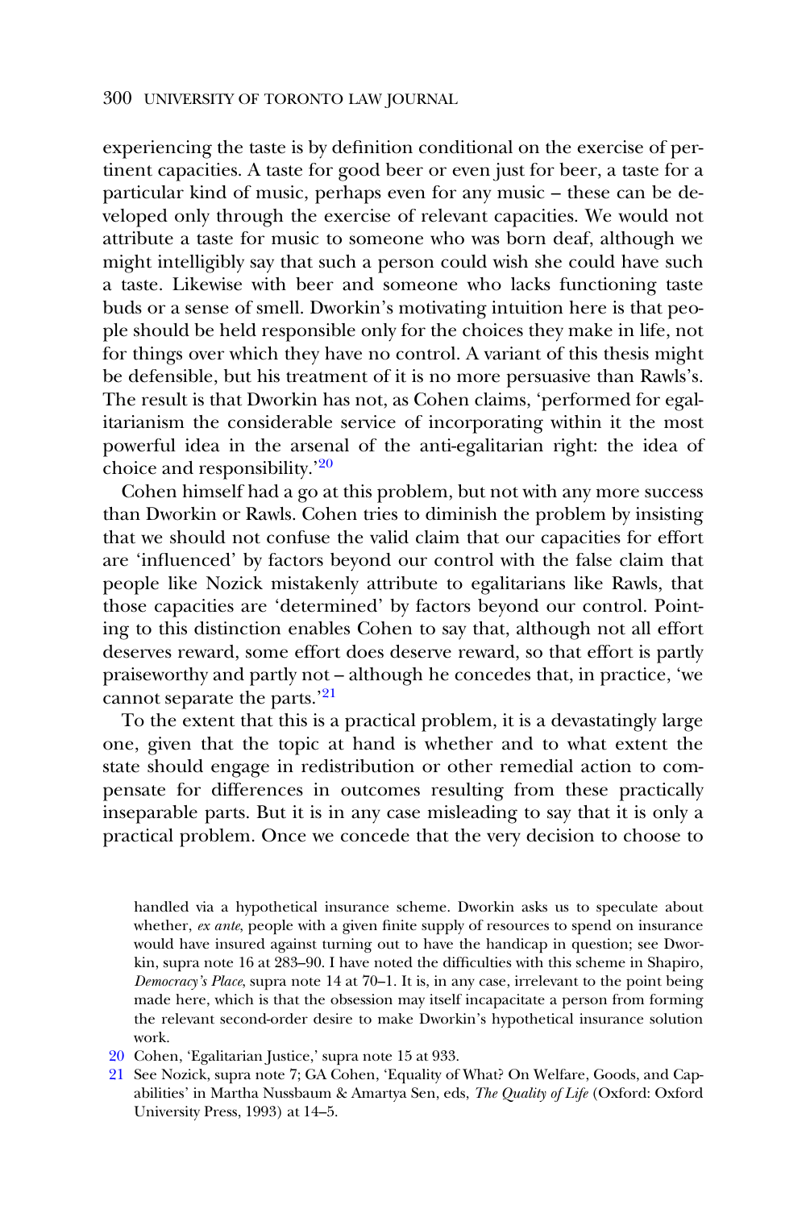experiencing the taste is by definition conditional on the exercise of pertinent capacities. A taste for good beer or even just for beer, a taste for a particular kind of music, perhaps even for any music – these can be developed only through the exercise of relevant capacities. We would not attribute a taste for music to someone who was born deaf, although we might intelligibly say that such a person could wish she could have such a taste. Likewise with beer and someone who lacks functioning taste buds or a sense of smell. Dworkin's motivating intuition here is that people should be held responsible only for the choices they make in life, not for things over which they have no control. A variant of this thesis might be defensible, but his treatment of it is no more persuasive than Rawls's. The result is that Dworkin has not, as Cohen claims, 'performed for egalitarianism the considerable service of incorporating within it the most powerful idea in the arsenal of the anti-egalitarian right: the idea of choice and responsibility.'[20]

Cohen himself had a go at this problem, but not with any more success than Dworkin or Rawls. Cohen tries to diminish the problem by insisting that we should not confuse the valid claim that our capacities for effort are 'influenced' by factors beyond our control with the false claim that people like Nozick mistakenly attribute to egalitarians like Rawls, that those capacities are 'determined' by factors beyond our control. Pointing to this distinction enables Cohen to say that, although not all effort deserves reward, some effort does deserve reward, so that effort is partly praiseworthy and partly not – although he concedes that, in practice, 'we cannot separate the parts.'[21]

To the extent that this is a practical problem, it is a devastatingly large one, given that the topic at hand is whether and to what extent the state should engage in redistribution or other remedial action to compensate for differences in outcomes resulting from these practically inseparable parts. But it is in any case misleading to say that it is only a practical problem. Once we concede that the very decision to choose to

handled via a hypothetical insurance scheme. Dworkin asks us to speculate about whether, *ex ante*, people with a given finite supply of resources to spend on insurance would have insured against turning out to have the handicap in question; see Dworkin, supra note 16 at 283–90. I have noted the difficulties with this scheme in Shapiro, *Democracy's Place*, supra note 14 at 70–1. It is, in any case, irrelevant to the point being made here, which is that the obsession may itself incapacitate a person from forming the relevant second-order desire to make Dworkin's hypothetical insurance solution work.

20 Cohen, 'Egalitarian Justice,' supra note 15 at 933.

21 See Nozick, supra note 7; GA Cohen, 'Equality of What? On Welfare, Goods, and Capabilities' in Martha Nussbaum & Amartya Sen, eds, *The Quality of Life* (Oxford: Oxford University Press, 1993) at 14–5.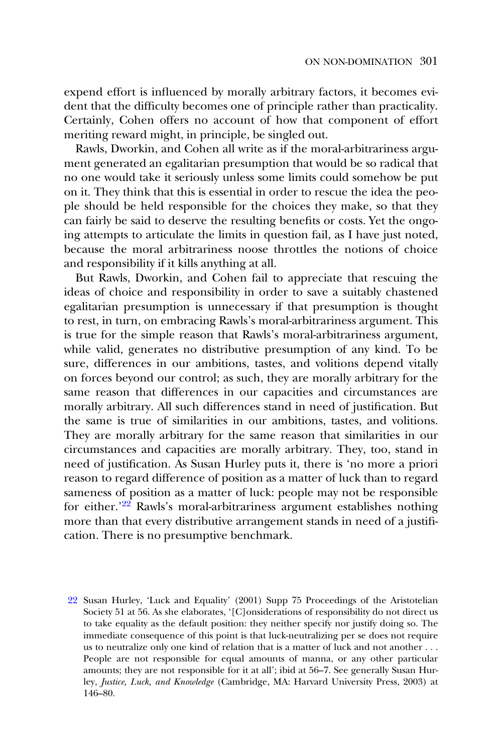expend effort is influenced by morally arbitrary factors, it becomes evident that the difficulty becomes one of principle rather than practicality. Certainly, Cohen offers no account of how that component of effort meriting reward might, in principle, be singled out.

Rawls, Dworkin, and Cohen all write as if the moral-arbitrariness argument generated an egalitarian presumption that would be so radical that no one would take it seriously unless some limits could somehow be put on it. They think that this is essential in order to rescue the idea the people should be held responsible for the choices they make, so that they can fairly be said to deserve the resulting benefits or costs. Yet the ongoing attempts to articulate the limits in question fail, as I have just noted, because the moral arbitrariness noose throttles the notions of choice and responsibility if it kills anything at all.

But Rawls, Dworkin, and Cohen fail to appreciate that rescuing the ideas of choice and responsibility in order to save a suitably chastened egalitarian presumption is unnecessary if that presumption is thought to rest, in turn, on embracing Rawls's moral-arbitrariness argument. This is true for the simple reason that Rawls's moral-arbitrariness argument, while valid, generates no distributive presumption of any kind. To be sure, differences in our ambitions, tastes, and volitions depend vitally on forces beyond our control; as such, they are morally arbitrary for the same reason that differences in our capacities and circumstances are morally arbitrary. All such differences stand in need of justification. But the same is true of similarities in our ambitions, tastes, and volitions. They are morally arbitrary for the same reason that similarities in our circumstances and capacities are morally arbitrary. They, too, stand in need of justification. As Susan Hurley puts it, there is 'no more a priori reason to regard difference of position as a matter of luck than to regard sameness of position as a matter of luck: people may not be responsible for either.'[22] Rawls's moral-arbitrariness argument establishes nothing more than that every distributive arrangement stands in need of a justification. There is no presumptive benchmark.

22 Susan Hurley, 'Luck and Equality' (2001) Supp 75 Proceedings of the Aristotelian Society 51 at 56. As she elaborates, '[C]onsiderations of responsibility do not direct us to take equality as the default position: they neither specify nor justify doing so. The immediate consequence of this point is that luck-neutralizing per se does not require us to neutralize only one kind of relation that is a matter of luck and not another . . . People are not responsible for equal amounts of manna, or any other particular amounts; they are not responsible for it at all'; ibid at 56–7. See generally Susan Hurley, *Justice, Luck, and Knowledge* (Cambridge, MA: Harvard University Press, 2003) at 146–80.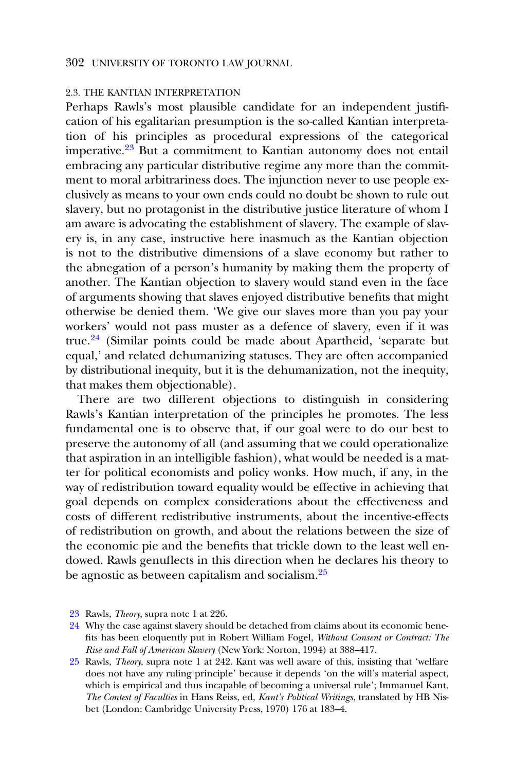### 2.3. THE KANTIAN INTERPRETATION

Perhaps Rawls's most plausible candidate for an independent justification of his egalitarian presumption is the so-called Kantian interpretation of his principles as procedural expressions of the categorical imperative.[23] But a commitment to Kantian autonomy does not entail embracing any particular distributive regime any more than the commitment to moral arbitrariness does. The injunction never to use people exclusively as means to your own ends could no doubt be shown to rule out slavery, but no protagonist in the distributive justice literature of whom I am aware is advocating the establishment of slavery. The example of slavery is, in any case, instructive here inasmuch as the Kantian objection is not to the distributive dimensions of a slave economy but rather to the abnegation of a person's humanity by making them the property of another. The Kantian objection to slavery would stand even in the face of arguments showing that slaves enjoyed distributive benefits that might otherwise be denied them. 'We give our slaves more than you pay your workers' would not pass muster as a defence of slavery, even if it was true.[24] (Similar points could be made about Apartheid, 'separate but equal,' and related dehumanizing statuses. They are often accompanied by distributional inequity, but it is the dehumanization, not the inequity, that makes them objectionable).

There are two different objections to distinguish in considering Rawls's Kantian interpretation of the principles he promotes. The less fundamental one is to observe that, if our goal were to do our best to preserve the autonomy of all (and assuming that we could operationalize that aspiration in an intelligible fashion), what would be needed is a matter for political economists and policy wonks. How much, if any, in the way of redistribution toward equality would be effective in achieving that goal depends on complex considerations about the effectiveness and costs of different redistributive instruments, about the incentive-effects of redistribution on growth, and about the relations between the size of the economic pie and the benefits that trickle down to the least well endowed. Rawls genuflects in this direction when he declares his theory to be agnostic as between capitalism and socialism.[25]

[23] Rawls, *Theory*, supra note 1 at 226.

[24] Why the case against slavery should be detached from claims about its economic benefits has been eloquently put in Robert William Fogel, *Without Consent or Contract: The Rise and Fall of American Slavery* (New York: Norton, 1994) at 388–417.

[25] Rawls, *Theory*, supra note 1 at 242. Kant was well aware of this, insisting that 'welfare does not have any ruling principle' because it depends 'on the will's material aspect, which is empirical and thus incapable of becoming a universal rule'; Immanuel Kant, *The Contest of Faculties* in Hans Reiss, ed, *Kant's Political Writings*, translated by HB Nisbet (London: Cambridge University Press, 1970) 176 at 183–4.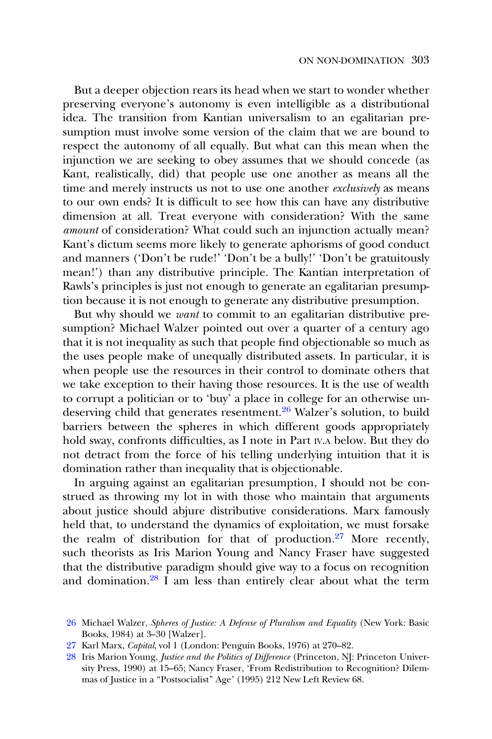But a deeper objection rears its head when we start to wonder whether preserving everyone's autonomy is even intelligible as a distributional idea. The transition from Kantian universalism to an egalitarian presumption must involve some version of the claim that we are bound to respect the autonomy of all equally. But what can this mean when the injunction we are seeking to obey assumes that we should concede (as Kant, realistically, did) that people use one another as means all the time and merely instructs us not to use one another *exclusively* as means to our own ends? It is difficult to see how this can have any distributive dimension at all. Treat everyone with consideration? With the same *amount* of consideration? What could such an injunction actually mean? Kant's dictum seems more likely to generate aphorisms of good conduct and manners ('Don't be rude!' 'Don't be a bully!' 'Don't be gratuitously mean!') than any distributive principle. The Kantian interpretation of Rawls's principles is just not enough to generate an egalitarian presumption because it is not enough to generate any distributive presumption.

But why should we *want* to commit to an egalitarian distributive presumption? Michael Walzer pointed out over a quarter of a century ago that it is not inequality as such that people find objectionable so much as the uses people make of unequally distributed assets. In particular, it is when people use the resources in their control to dominate others that we take exception to their having those resources. It is the use of wealth to corrupt a politician or to 'buy' a place in college for an otherwise undeserving child that generates resentment.[26] Walzer's solution, to build barriers between the spheres in which different goods appropriately hold sway, confronts difficulties, as I note in Part IV.A below. But they do not detract from the force of his telling underlying intuition that it is domination rather than inequality that is objectionable.

In arguing against an egalitarian presumption, I should not be construed as throwing my lot in with those who maintain that arguments about justice should abjure distributive considerations. Marx famously held that, to understand the dynamics of exploitation, we must forsake the realm of distribution for that of production.[27] More recently, such theorists as Iris Marion Young and Nancy Fraser have suggested that the distributive paradigm should give way to a focus on recognition and domination.[28] I am less than entirely clear about what the term

---

26 Michael Walzer, *Spheres of Justice: A Defense of Pluralism and Equality* (New York: Basic Books, 1984) at 3–30 [Walzer].

27 Karl Marx, *Capital*, vol 1 (London: Penguin Books, 1976) at 270–82.

28 Iris Marion Young, *Justice and the Politics of Difference* (Princeton, NJ: Princeton University Press, 1990) at 15–65; Nancy Fraser, 'From Redistribution to Recognition? Dilemmas of Justice in a "Postsocialist" Age' (1995) 212 New Left Review 68.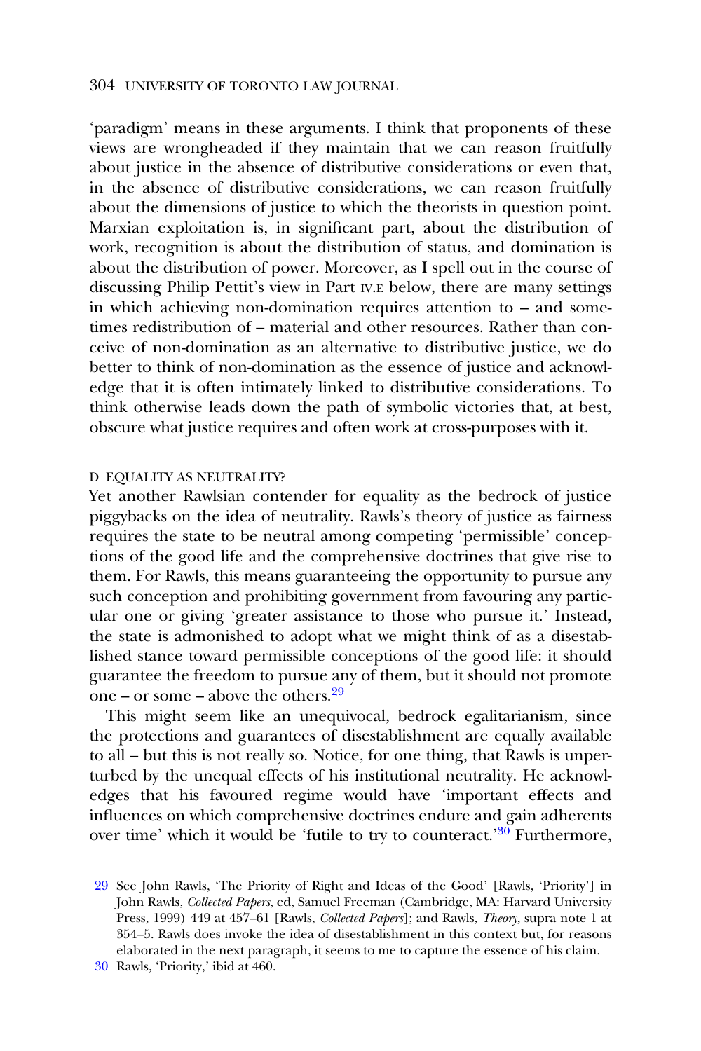'paradigm' means in these arguments. I think that proponents of these views are wrongheaded if they maintain that we can reason fruitfully about justice in the absence of distributive considerations or even that, in the absence of distributive considerations, we can reason fruitfully about the dimensions of justice to which the theorists in question point. Marxian exploitation is, in significant part, about the distribution of work, recognition is about the distribution of status, and domination is about the distribution of power. Moreover, as I spell out in the course of discussing Philip Pettit's view in Part IV.E below, there are many settings in which achieving non-domination requires attention to – and sometimes redistribution of – material and other resources. Rather than conceive of non-domination as an alternative to distributive justice, we do better to think of non-domination as the essence of justice and acknowledge that it is often intimately linked to distributive considerations. To think otherwise leads down the path of symbolic victories that, at best, obscure what justice requires and often work at cross-purposes with it.

### D EQUALITY AS NEUTRALITY?

Yet another Rawlsian contender for equality as the bedrock of justice piggybacks on the idea of neutrality. Rawls's theory of justice as fairness requires the state to be neutral among competing 'permissible' conceptions of the good life and the comprehensive doctrines that give rise to them. For Rawls, this means guaranteeing the opportunity to pursue any such conception and prohibiting government from favouring any particular one or giving 'greater assistance to those who pursue it.' Instead, the state is admonished to adopt what we might think of as a disestablished stance toward permissible conceptions of the good life: it should guarantee the freedom to pursue any of them, but it should not promote one – or some – above the others.[29]

This might seem like an unequivocal, bedrock egalitarianism, since the protections and guarantees of disestablishment are equally available to all – but this is not really so. Notice, for one thing, that Rawls is unperturbed by the unequal effects of his institutional neutrality. He acknowledges that his favoured regime would have 'important effects and influences on which comprehensive doctrines endure and gain adherents over time' which it would be 'futile to try to counteract.'[30] Furthermore,

[29] See John Rawls, 'The Priority of Right and Ideas of the Good' [Rawls, 'Priority'] in John Rawls, *Collected Papers*, ed, Samuel Freeman (Cambridge, MA: Harvard University Press, 1999) 449 at 457–61 [Rawls, *Collected Papers*]; and Rawls, *Theory*, supra note 1 at 354–5. Rawls does invoke the idea of disestablishment in this context but, for reasons elaborated in the next paragraph, it seems to me to capture the essence of his claim.

[30] Rawls, 'Priority,' ibid at 460.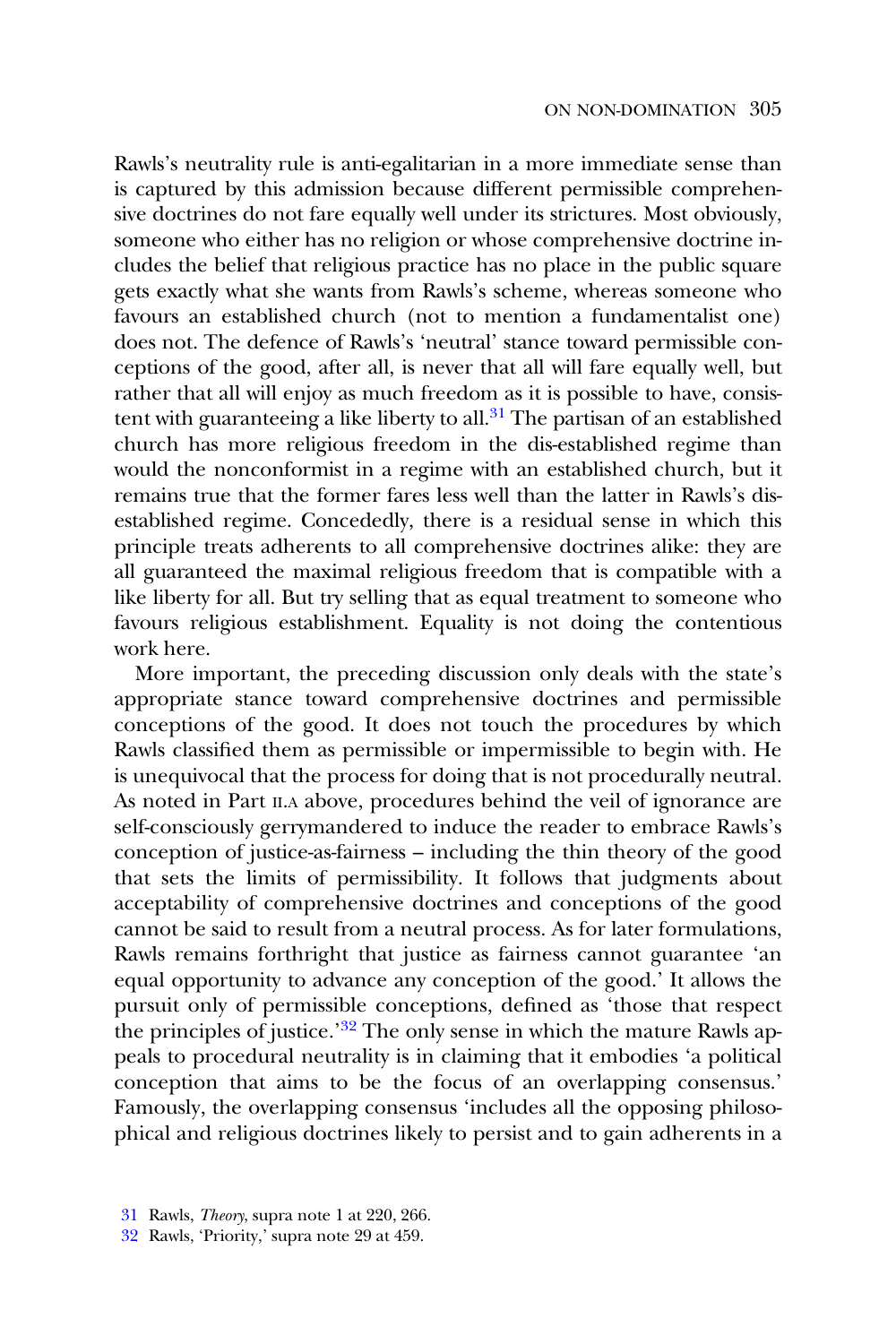Rawls's neutrality rule is anti-egalitarian in a more immediate sense than is captured by this admission because different permissible comprehensive doctrines do not fare equally well under its strictures. Most obviously, someone who either has no religion or whose comprehensive doctrine includes the belief that religious practice has no place in the public square gets exactly what she wants from Rawls's scheme, whereas someone who favours an established church (not to mention a fundamentalist one) does not. The defence of Rawls's 'neutral' stance toward permissible conceptions of the good, after all, is never that all will fare equally well, but rather that all will enjoy as much freedom as it is possible to have, consistent with guaranteeing a like liberty to all.[31] The partisan of an established church has more religious freedom in the dis-established regime than would the nonconformist in a regime with an established church, but it remains true that the former fares less well than the latter in Rawls's dis-established regime. Concededly, there is a residual sense in which this principle treats adherents to all comprehensive doctrines alike: they are all guaranteed the maximal religious freedom that is compatible with a like liberty for all. But try selling that as equal treatment to someone who favours religious establishment. Equality is not doing the contentious work here.

More important, the preceding discussion only deals with the state's appropriate stance toward comprehensive doctrines and permissible conceptions of the good. It does not touch the procedures by which Rawls classified them as permissible or impermissible to begin with. He is unequivocal that the process for doing that is not procedurally neutral. As noted in Part II.A above, procedures behind the veil of ignorance are self-consciously gerrymandered to induce the reader to embrace Rawls's conception of justice-as-fairness – including the thin theory of the good that sets the limits of permissibility. It follows that judgments about acceptability of comprehensive doctrines and conceptions of the good cannot be said to result from a neutral process. As for later formulations, Rawls remains forthright that justice as fairness cannot guarantee 'an equal opportunity to advance any conception of the good.' It allows the pursuit only of permissible conceptions, defined as 'those that respect the principles of justice.'[32] The only sense in which the mature Rawls appeals to procedural neutrality is in claiming that it embodies 'a political conception that aims to be the focus of an overlapping consensus.' Famously, the overlapping consensus 'includes all the opposing philosophical and religious doctrines likely to persist and to gain adherents in a

[31] Rawls, *Theory*, supra note 1 at 220, 266.

[32] Rawls, 'Priority,' supra note 29 at 459.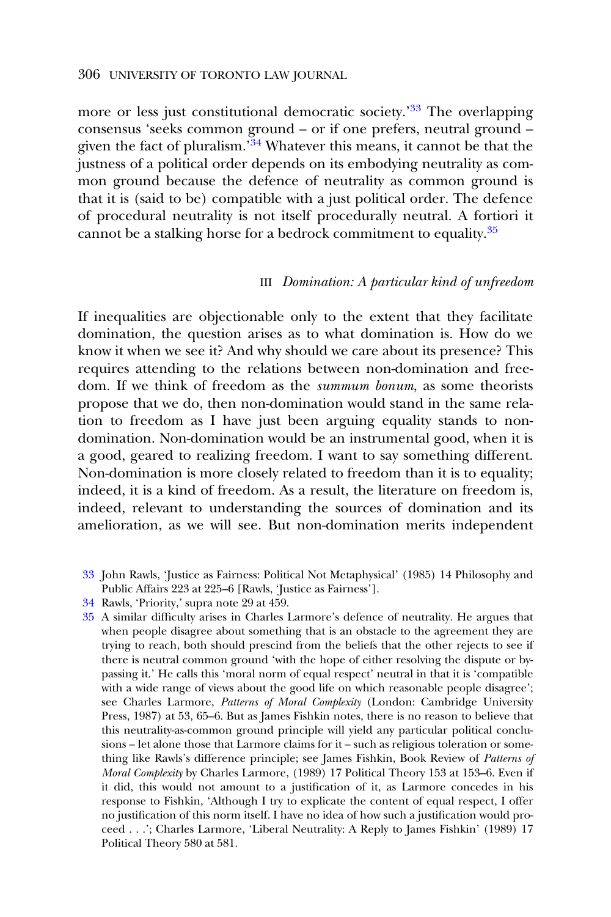more or less just constitutional democratic society.'[33] The overlapping consensus 'seeks common ground – or if one prefers, neutral ground – given the fact of pluralism.'[34] Whatever this means, it cannot be that the justness of a political order depends on its embodying neutrality as common ground because the defence of neutrality as common ground is that it is (said to be) compatible with a just political order. The defence of procedural neutrality is not itself procedurally neutral. A fortiori it cannot be a stalking horse for a bedrock commitment to equality.[35]

## III *Domination: A particular kind of unfreedom*

If inequalities are objectionable only to the extent that they facilitate domination, the question arises as to what domination is. How do we know it when we see it? And why should we care about its presence? This requires attending to the relations between non-domination and freedom. If we think of freedom as the *summum bonum*, as some theorists propose that we do, then non-domination would stand in the same relation to freedom as I have just been arguing equality stands to non-domination. Non-domination would be an instrumental good, when it is a good, geared to realizing freedom. I want to say something different. Non-domination is more closely related to freedom than it is to equality; indeed, it is a kind of freedom. As a result, the literature on freedom is, indeed, relevant to understanding the sources of domination and its amelioration, as we will see. But non-domination merits independent

33 John Rawls, 'Justice as Fairness: Political Not Metaphysical' (1985) 14 Philosophy and Public Affairs 223 at 225–6 [Rawls, 'Justice as Fairness'].

34 Rawls, 'Priority,' supra note 29 at 459.

35 A similar difficulty arises in Charles Larmore's defence of neutrality. He argues that when people disagree about something that is an obstacle to the agreement they are trying to reach, both should prescind from the beliefs that the other rejects to see if there is neutral common ground 'with the hope of either resolving the dispute or bypassing it.' He calls this 'moral norm of equal respect' neutral in that it is 'compatible with a wide range of views about the good life on which reasonable people disagree'; see Charles Larmore, *Patterns of Moral Complexity* (London: Cambridge University Press, 1987) at 53, 65–6. But as James Fishkin notes, there is no reason to believe that this neutrality-as-common ground principle will yield any particular political conclusions – let alone those that Larmore claims for it – such as religious toleration or something like Rawls's difference principle; see James Fishkin, Book Review of *Patterns of Moral Complexity* by Charles Larmore, (1989) 17 Political Theory 153 at 153–6. Even if it did, this would not amount to a justification of it, as Larmore concedes in his response to Fishkin, 'Although I try to explicate the content of equal respect, I offer no justification of this norm itself. I have no idea of how such a justification would proceed . . .'; Charles Larmore, 'Liberal Neutrality: A Reply to James Fishkin' (1989) 17 Political Theory 580 at 581.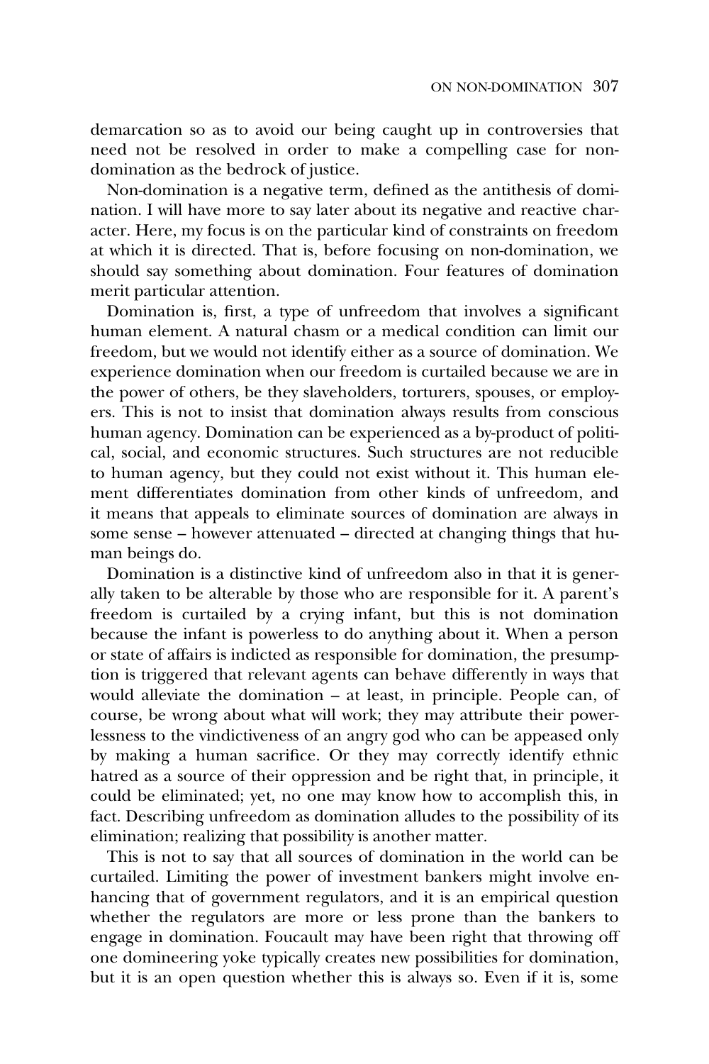demarcation so as to avoid our being caught up in controversies that need not be resolved in order to make a compelling case for non-domination as the bedrock of justice.

Non-domination is a negative term, defined as the antithesis of domination. I will have more to say later about its negative and reactive character. Here, my focus is on the particular kind of constraints on freedom at which it is directed. That is, before focusing on non-domination, we should say something about domination. Four features of domination merit particular attention.

Domination is, first, a type of unfreedom that involves a significant human element. A natural chasm or a medical condition can limit our freedom, but we would not identify either as a source of domination. We experience domination when our freedom is curtailed because we are in the power of others, be they slaveholders, torturers, spouses, or employers. This is not to insist that domination always results from conscious human agency. Domination can be experienced as a by-product of political, social, and economic structures. Such structures are not reducible to human agency, but they could not exist without it. This human element differentiates domination from other kinds of unfreedom, and it means that appeals to eliminate sources of domination are always in some sense – however attenuated – directed at changing things that human beings do.

Domination is a distinctive kind of unfreedom also in that it is generally taken to be alterable by those who are responsible for it. A parent's freedom is curtailed by a crying infant, but this is not domination because the infant is powerless to do anything about it. When a person or state of affairs is indicted as responsible for domination, the presumption is triggered that relevant agents can behave differently in ways that would alleviate the domination – at least, in principle. People can, of course, be wrong about what will work; they may attribute their powerlessness to the vindictiveness of an angry god who can be appeased only by making a human sacrifice. Or they may correctly identify ethnic hatred as a source of their oppression and be right that, in principle, it could be eliminated; yet, no one may know how to accomplish this, in fact. Describing unfreedom as domination alludes to the possibility of its elimination; realizing that possibility is another matter.

This is not to say that all sources of domination in the world can be curtailed. Limiting the power of investment bankers might involve enhancing that of government regulators, and it is an empirical question whether the regulators are more or less prone than the bankers to engage in domination. Foucault may have been right that throwing off one domineering yoke typically creates new possibilities for domination, but it is an open question whether this is always so. Even if it is, some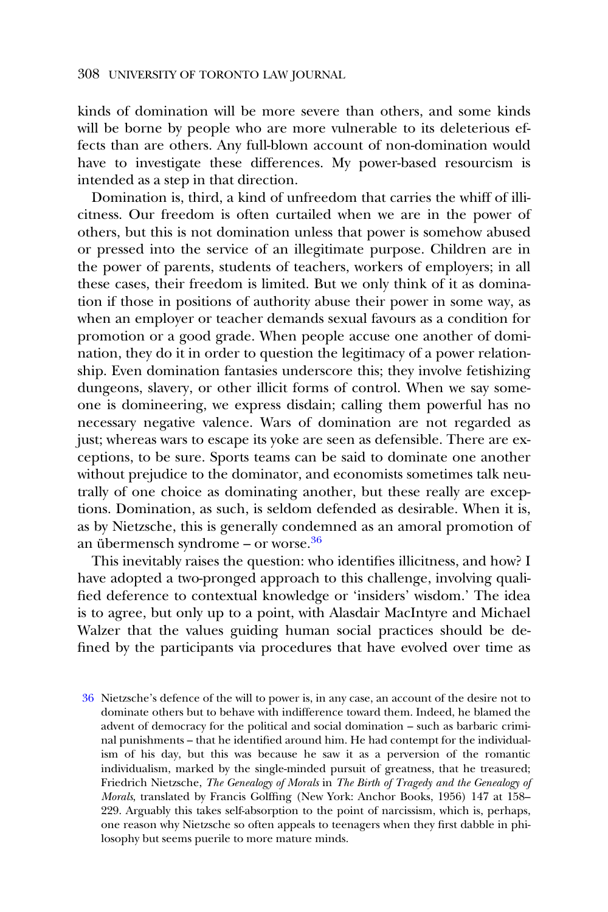kinds of domination will be more severe than others, and some kinds will be borne by people who are more vulnerable to its deleterious effects than are others. Any full-blown account of non-domination would have to investigate these differences. My power-based resourcism is intended as a step in that direction.

Domination is, third, a kind of unfreedom that carries the whiff of illicitness. Our freedom is often curtailed when we are in the power of others, but this is not domination unless that power is somehow abused or pressed into the service of an illegitimate purpose. Children are in the power of parents, students of teachers, workers of employers; in all these cases, their freedom is limited. But we only think of it as domination if those in positions of authority abuse their power in some way, as when an employer or teacher demands sexual favours as a condition for promotion or a good grade. When people accuse one another of domination, they do it in order to question the legitimacy of a power relationship. Even domination fantasies underscore this; they involve fetishizing dungeons, slavery, or other illicit forms of control. When we say someone is domineering, we express disdain; calling them powerful has no necessary negative valence. Wars of domination are not regarded as just; whereas wars to escape its yoke are seen as defensible. There are exceptions, to be sure. Sports teams can be said to dominate one another without prejudice to the dominator, and economists sometimes talk neutrally of one choice as dominating another, but these really are exceptions. Domination, as such, is seldom defended as desirable. When it is, as by Nietzsche, this is generally condemned as an amoral promotion of an übermensch syndrome – or worse.[36]

This inevitably raises the question: who identifies illicitness, and how? I have adopted a two-pronged approach to this challenge, involving qualified deference to contextual knowledge or 'insiders' wisdom.' The idea is to agree, but only up to a point, with Alasdair MacIntyre and Michael Walzer that the values guiding human social practices should be defined by the participants via procedures that have evolved over time as

36 Nietzsche's defence of the will to power is, in any case, an account of the desire not to dominate others but to behave with indifference toward them. Indeed, he blamed the advent of democracy for the political and social domination – such as barbaric criminal punishments – that he identified around him. He had contempt for the individualism of his day, but this was because he saw it as a perversion of the romantic individualism, marked by the single-minded pursuit of greatness, that he treasured; Friedrich Nietzsche, *The Genealogy of Morals* in *The Birth of Tragedy and the Genealogy of Morals*, translated by Francis Golffing (New York: Anchor Books, 1956) 147 at 158–229. Arguably this takes self-absorption to the point of narcissism, which is, perhaps, one reason why Nietzsche so often appeals to teenagers when they first dabble in philosophy but seems puerile to more mature minds.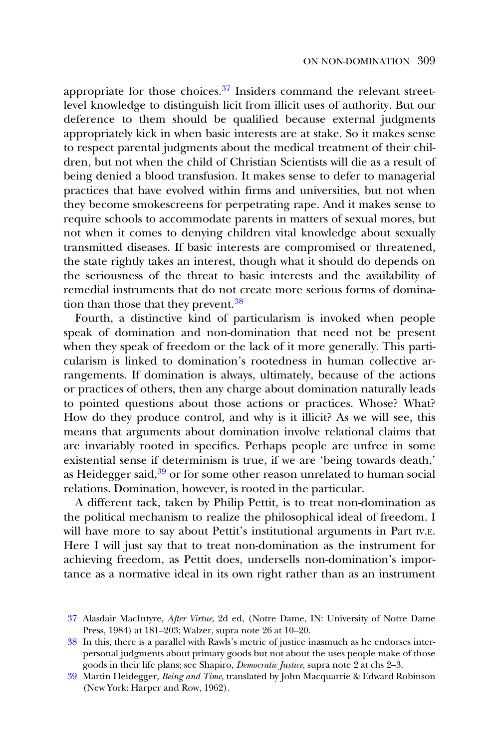appropriate for those choices.[37] Insiders command the relevant street-level knowledge to distinguish licit from illicit uses of authority. But our deference to them should be qualified because external judgments appropriately kick in when basic interests are at stake. So it makes sense to respect parental judgments about the medical treatment of their children, but not when the child of Christian Scientists will die as a result of being denied a blood transfusion. It makes sense to defer to managerial practices that have evolved within firms and universities, but not when they become smokescreens for perpetrating rape. And it makes sense to require schools to accommodate parents in matters of sexual mores, but not when it comes to denying children vital knowledge about sexually transmitted diseases. If basic interests are compromised or threatened, the state rightly takes an interest, though what it should do depends on the seriousness of the threat to basic interests and the availability of remedial instruments that do not create more serious forms of domination than those that they prevent.[38]

Fourth, a distinctive kind of particularism is invoked when people speak of domination and non-domination that need not be present when they speak of freedom or the lack of it more generally. This particularism is linked to domination's rootedness in human collective arrangements. If domination is always, ultimately, because of the actions or practices of others, then any charge about domination naturally leads to pointed questions about those actions or practices. Whose? What? How do they produce control, and why is it illicit? As we will see, this means that arguments about domination involve relational claims that are invariably rooted in specifics. Perhaps people are unfree in some existential sense if determinism is true, if we are 'being towards death,' as Heidegger said,[39] or for some other reason unrelated to human social relations. Domination, however, is rooted in the particular.

A different tack, taken by Philip Pettit, is to treat non-domination as the political mechanism to realize the philosophical ideal of freedom. I will have more to say about Pettit's institutional arguments in Part IV.E. Here I will just say that to treat non-domination as the instrument for achieving freedom, as Pettit does, undersells non-domination's importance as a normative ideal in its own right rather than as an instrument

37 Alasdair MacIntyre, *After Virtue*, 2d ed, (Notre Dame, IN: University of Notre Dame Press, 1984) at 181–203; Walzer, supra note 26 at 10–20.

38 In this, there is a parallel with Rawls's metric of justice inasmuch as he endorses interpersonal judgments about primary goods but not about the uses people make of those goods in their life plans; see Shapiro, *Democratic Justice*, supra note 2 at chs 2–3.

39 Martin Heidegger, *Being and Time*, translated by John Macquarrie & Edward Robinson (New York: Harper and Row, 1962).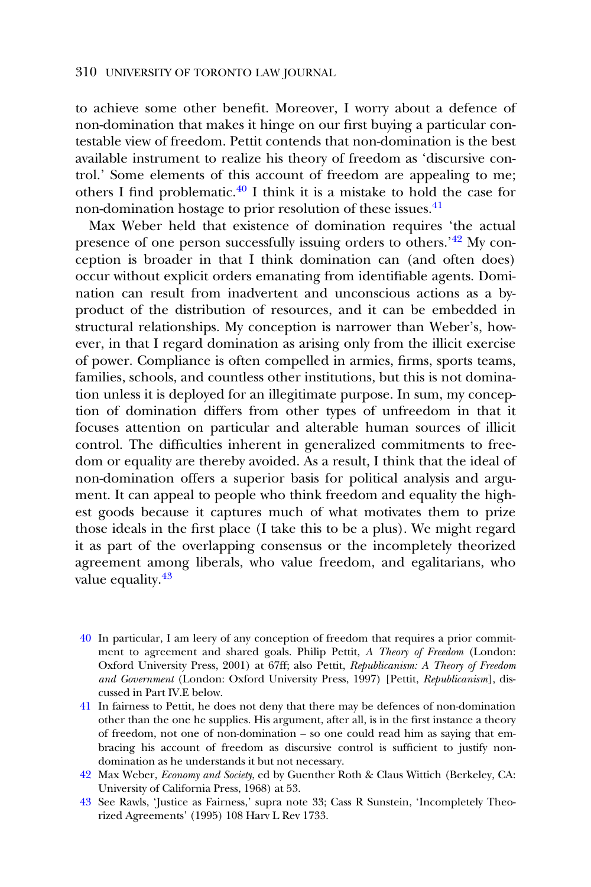to achieve some other benefit. Moreover, I worry about a defence of non-domination that makes it hinge on our first buying a particular contestable view of freedom. Pettit contends that non-domination is the best available instrument to realize his theory of freedom as 'discursive control.' Some elements of this account of freedom are appealing to me; others I find problematic.[40] I think it is a mistake to hold the case for non-domination hostage to prior resolution of these issues.[41]

Max Weber held that existence of domination requires 'the actual presence of one person successfully issuing orders to others.'[42] My conception is broader in that I think domination can (and often does) occur without explicit orders emanating from identifiable agents. Domination can result from inadvertent and unconscious actions as a by-product of the distribution of resources, and it can be embedded in structural relationships. My conception is narrower than Weber's, however, in that I regard domination as arising only from the illicit exercise of power. Compliance is often compelled in armies, firms, sports teams, families, schools, and countless other institutions, but this is not domination unless it is deployed for an illegitimate purpose. In sum, my conception of domination differs from other types of unfreedom in that it focuses attention on particular and alterable human sources of illicit control. The difficulties inherent in generalized commitments to freedom or equality are thereby avoided. As a result, I think that the ideal of non-domination offers a superior basis for political analysis and argument. It can appeal to people who think freedom and equality the highest goods because it captures much of what motivates them to prize those ideals in the first place (I take this to be a plus). We might regard it as part of the overlapping consensus or the incompletely theorized agreement among liberals, who value freedom, and egalitarians, who value equality.[43]

---

40 In particular, I am leery of any conception of freedom that requires a prior commitment to agreement and shared goals. Philip Pettit, *A Theory of Freedom* (London: Oxford University Press, 2001) at 67ff; also Pettit, *Republicanism: A Theory of Freedom and Government* (London: Oxford University Press, 1997) [Pettit, *Republicanism*], discussed in Part IV.E below.

41 In fairness to Pettit, he does not deny that there may be defences of non-domination other than the one he supplies. His argument, after all, is in the first instance a theory of freedom, not one of non-domination – so one could read him as saying that embracing his account of freedom as discursive control is sufficient to justify non-domination as he understands it but not necessary.

42 Max Weber, *Economy and Society*, ed by Guenther Roth & Claus Wittich (Berkeley, CA: University of California Press, 1968) at 53.

43 See Rawls, 'Justice as Fairness,' supra note 33; Cass R Sunstein, 'Incompletely Theorized Agreements' (1995) 108 Harv L Rev 1733.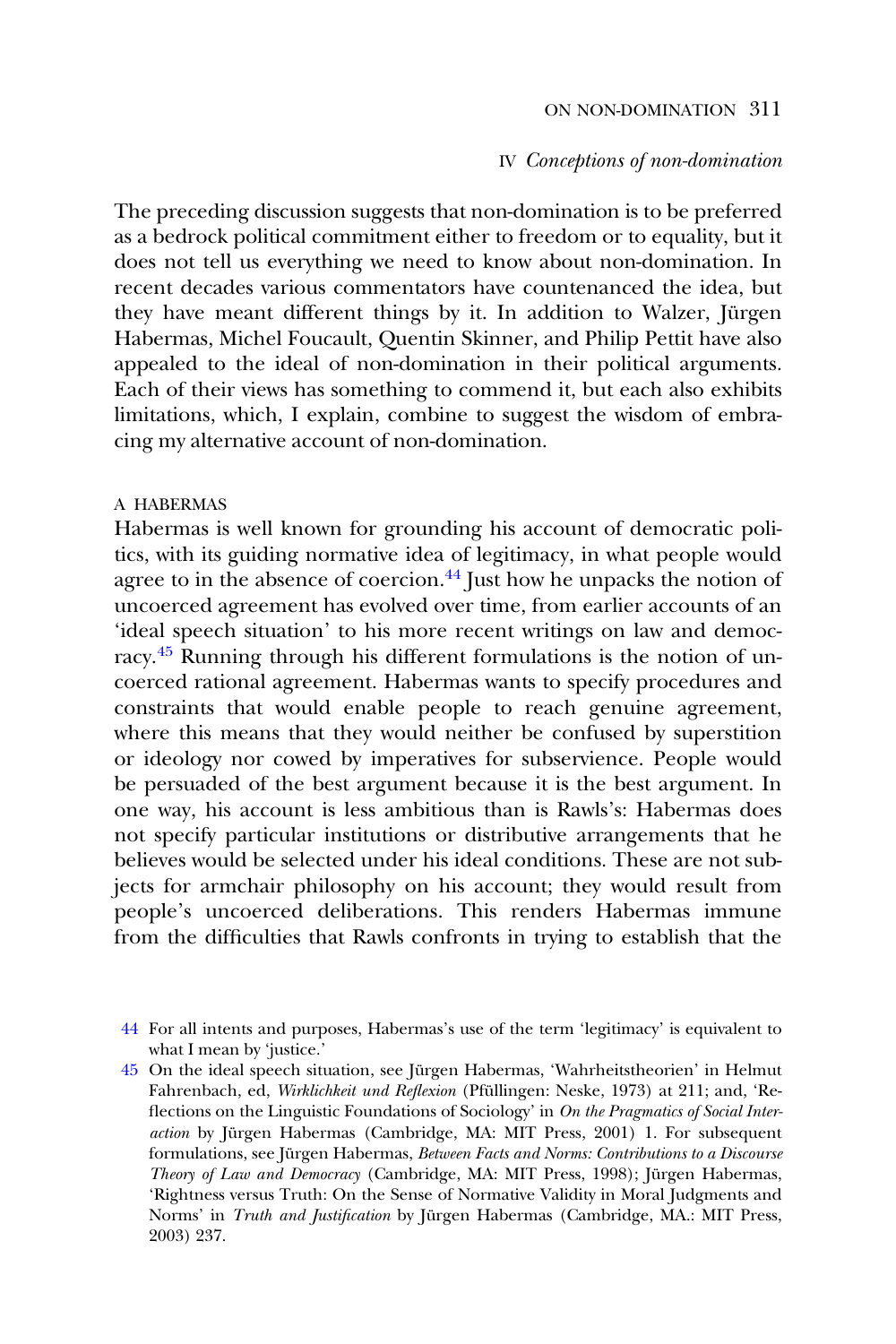## IV *Conceptions of non-domination*

The preceding discussion suggests that non-domination is to be preferred as a bedrock political commitment either to freedom or to equality, but it does not tell us everything we need to know about non-domination. In recent decades various commentators have countenanced the idea, but they have meant different things by it. In addition to Walzer, Jürgen Habermas, Michel Foucault, Quentin Skinner, and Philip Pettit have also appealed to the ideal of non-domination in their political arguments. Each of their views has something to commend it, but each also exhibits limitations, which, I explain, combine to suggest the wisdom of embracing my alternative account of non-domination.

### A HABERMAS

Habermas is well known for grounding his account of democratic politics, with its guiding normative idea of legitimacy, in what people would agree to in the absence of coercion.[44] Just how he unpacks the notion of uncoerced agreement has evolved over time, from earlier accounts of an 'ideal speech situation' to his more recent writings on law and democracy.[45] Running through his different formulations is the notion of uncoerced rational agreement. Habermas wants to specify procedures and constraints that would enable people to reach genuine agreement, where this means that they would neither be confused by superstition or ideology nor cowed by imperatives for subservience. People would be persuaded of the best argument because it is the best argument. In one way, his account is less ambitious than is Rawls's: Habermas does not specify particular institutions or distributive arrangements that he believes would be selected under his ideal conditions. These are not subjects for armchair philosophy on his account; they would result from people's uncoerced deliberations. This renders Habermas immune from the difficulties that Rawls confronts in trying to establish that the

[44] For all intents and purposes, Habermas's use of the term 'legitimacy' is equivalent to what I mean by 'justice.'

[45] On the ideal speech situation, see Jürgen Habermas, 'Wahrheitstheorien' in Helmut Fahrenbach, ed, *Wirklichkeit und Reflexion* (Pfüllingen: Neske, 1973) at 211; and, 'Reflections on the Linguistic Foundations of Sociology' in *On the Pragmatics of Social Interaction* by Jürgen Habermas (Cambridge, MA: MIT Press, 2001) 1. For subsequent formulations, see Jürgen Habermas, *Between Facts and Norms: Contributions to a Discourse Theory of Law and Democracy* (Cambridge, MA: MIT Press, 1998); Jürgen Habermas, 'Rightness versus Truth: On the Sense of Normative Validity in Moral Judgments and Norms' in *Truth and Justification* by Jürgen Habermas (Cambridge, MA.: MIT Press, 2003) 237.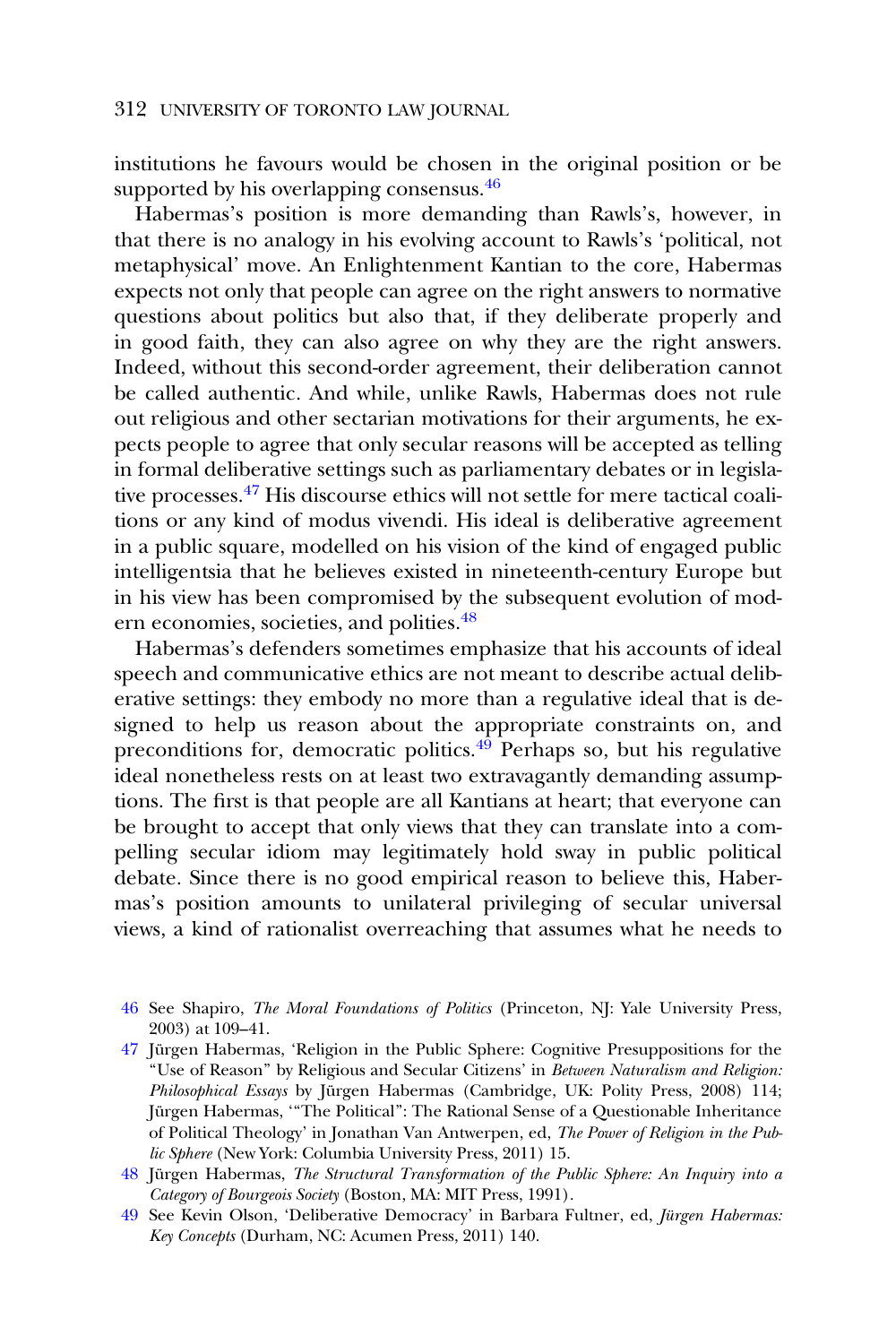institutions he favours would be chosen in the original position or be supported by his overlapping consensus.[46]

Habermas's position is more demanding than Rawls's, however, in that there is no analogy in his evolving account to Rawls's 'political, not metaphysical' move. An Enlightenment Kantian to the core, Habermas expects not only that people can agree on the right answers to normative questions about politics but also that, if they deliberate properly and in good faith, they can also agree on why they are the right answers. Indeed, without this second-order agreement, their deliberation cannot be called authentic. And while, unlike Rawls, Habermas does not rule out religious and other sectarian motivations for their arguments, he expects people to agree that only secular reasons will be accepted as telling in formal deliberative settings such as parliamentary debates or in legislative processes.[47] His discourse ethics will not settle for mere tactical coalitions or any kind of modus vivendi. His ideal is deliberative agreement in a public square, modelled on his vision of the kind of engaged public intelligentsia that he believes existed in nineteenth-century Europe but in his view has been compromised by the subsequent evolution of modern economies, societies, and polities.[48]

Habermas's defenders sometimes emphasize that his accounts of ideal speech and communicative ethics are not meant to describe actual deliberative settings: they embody no more than a regulative ideal that is designed to help us reason about the appropriate constraints on, and preconditions for, democratic politics.[49] Perhaps so, but his regulative ideal nonetheless rests on at least two extravagantly demanding assumptions. The first is that people are all Kantians at heart; that everyone can be brought to accept that only views that they can translate into a compelling secular idiom may legitimately hold sway in public political debate. Since there is no good empirical reason to believe this, Habermas's position amounts to unilateral privileging of secular universal views, a kind of rationalist overreaching that assumes what he needs to

---

46 See Shapiro, *The Moral Foundations of Politics* (Princeton, NJ: Yale University Press, 2003) at 109–41.

47 Jürgen Habermas, 'Religion in the Public Sphere: Cognitive Presuppositions for the "Use of Reason" by Religious and Secular Citizens' in *Between Naturalism and Religion: Philosophical Essays* by Jürgen Habermas (Cambridge, UK: Polity Press, 2008) 114; Jürgen Habermas, '"The Political": The Rational Sense of a Questionable Inheritance of Political Theology' in Jonathan Van Antwerpen, ed, *The Power of Religion in the Public Sphere* (New York: Columbia University Press, 2011) 15.

48 Jürgen Habermas, *The Structural Transformation of the Public Sphere: An Inquiry into a Category of Bourgeois Society* (Boston, MA: MIT Press, 1991).

49 See Kevin Olson, 'Deliberative Democracy' in Barbara Fultner, ed, *Jürgen Habermas: Key Concepts* (Durham, NC: Acumen Press, 2011) 140.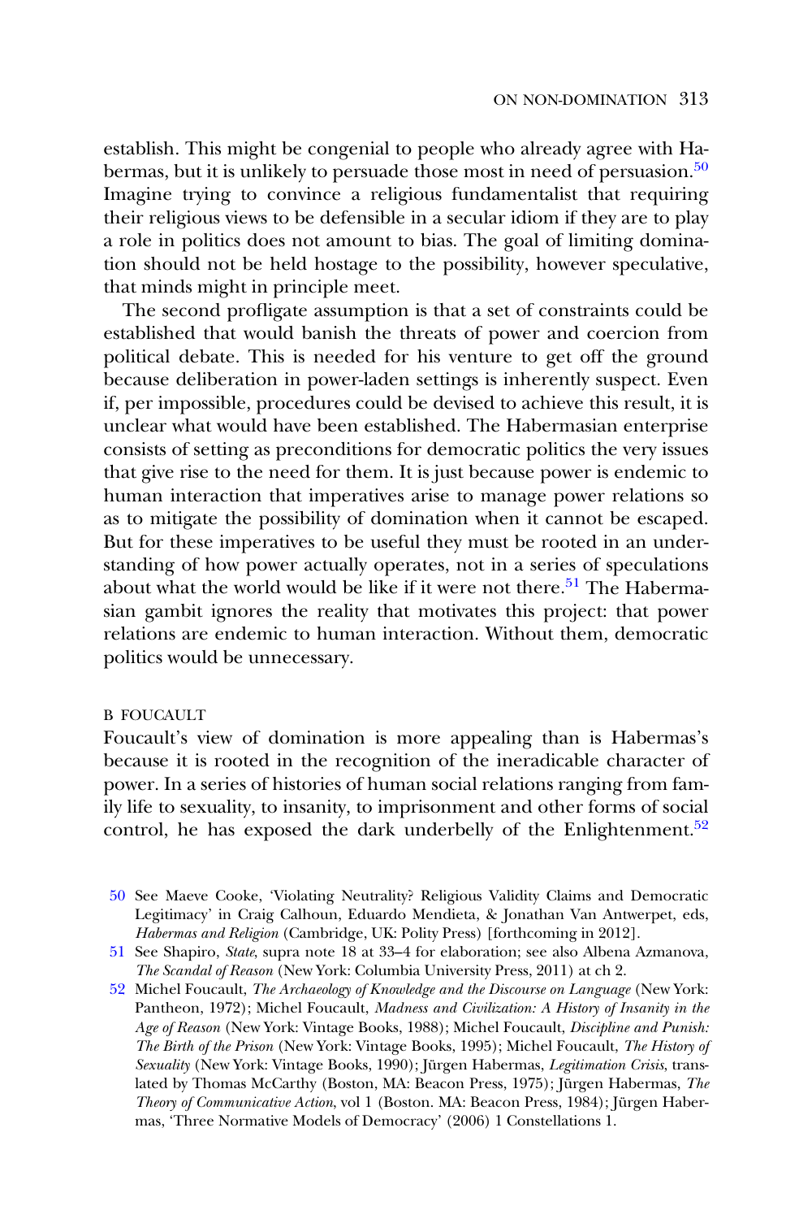establish. This might be congenial to people who already agree with Habermas, but it is unlikely to persuade those most in need of persuasion.[50] Imagine trying to convince a religious fundamentalist that requiring their religious views to be defensible in a secular idiom if they are to play a role in politics does not amount to bias. The goal of limiting domination should not be held hostage to the possibility, however speculative, that minds might in principle meet.

The second profligate assumption is that a set of constraints could be established that would banish the threats of power and coercion from political debate. This is needed for his venture to get off the ground because deliberation in power-laden settings is inherently suspect. Even if, per impossible, procedures could be devised to achieve this result, it is unclear what would have been established. The Habermasian enterprise consists of setting as preconditions for democratic politics the very issues that give rise to the need for them. It is just because power is endemic to human interaction that imperatives arise to manage power relations so as to mitigate the possibility of domination when it cannot be escaped. But for these imperatives to be useful they must be rooted in an understanding of how power actually operates, not in a series of speculations about what the world would be like if it were not there.[51] The Habermasian gambit ignores the reality that motivates this project: that power relations are endemic to human interaction. Without them, democratic politics would be unnecessary.

### B FOUCAULT

Foucault's view of domination is more appealing than is Habermas's because it is rooted in the recognition of the ineradicable character of power. In a series of histories of human social relations ranging from family life to sexuality, to insanity, to imprisonment and other forms of social control, he has exposed the dark underbelly of the Enlightenment.[52]

---

[50] See Maeve Cooke, 'Violating Neutrality? Religious Validity Claims and Democratic Legitimacy' in Craig Calhoun, Eduardo Mendieta, & Jonathan Van Antwerpet, eds, *Habermas and Religion* (Cambridge, UK: Polity Press) [forthcoming in 2012].

[51] See Shapiro, *State*, supra note 18 at 33–4 for elaboration; see also Albena Azmanova, *The Scandal of Reason* (New York: Columbia University Press, 2011) at ch 2.

[52] Michel Foucault, *The Archaeology of Knowledge and the Discourse on Language* (New York: Pantheon, 1972); Michel Foucault, *Madness and Civilization: A History of Insanity in the Age of Reason* (New York: Vintage Books, 1988); Michel Foucault, *Discipline and Punish: The Birth of the Prison* (New York: Vintage Books, 1995); Michel Foucault, *The History of Sexuality* (New York: Vintage Books, 1990); Jürgen Habermas, *Legitimation Crisis*, translated by Thomas McCarthy (Boston, MA: Beacon Press, 1975); Jürgen Habermas, *The Theory of Communicative Action*, vol 1 (Boston. MA: Beacon Press, 1984); Jürgen Habermas, 'Three Normative Models of Democracy' (2006) 1 Constellations 1.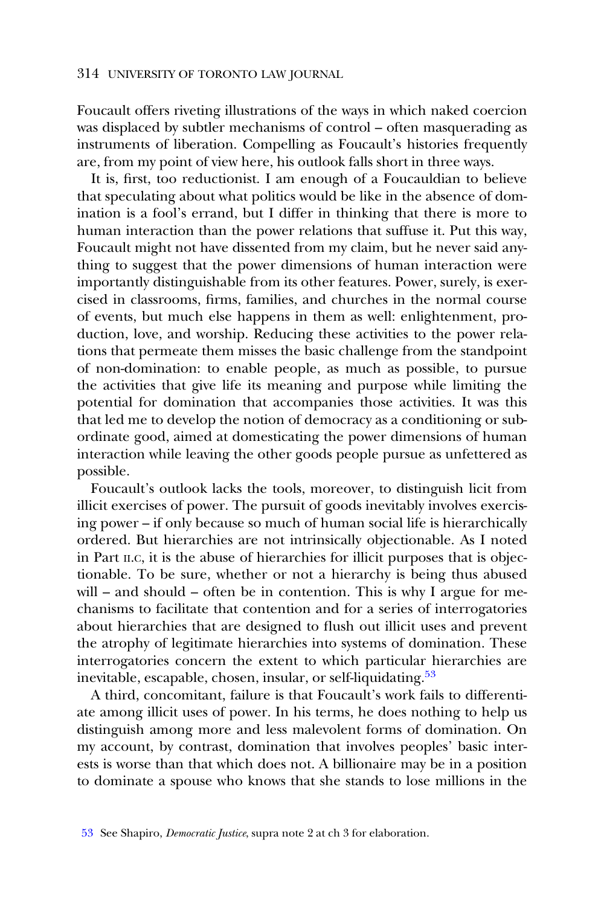Foucault offers riveting illustrations of the ways in which naked coercion was displaced by subtler mechanisms of control – often masquerading as instruments of liberation. Compelling as Foucault's histories frequently are, from my point of view here, his outlook falls short in three ways.

It is, first, too reductionist. I am enough of a Foucauldian to believe that speculating about what politics would be like in the absence of domination is a fool's errand, but I differ in thinking that there is more to human interaction than the power relations that suffuse it. Put this way, Foucault might not have dissented from my claim, but he never said anything to suggest that the power dimensions of human interaction were importantly distinguishable from its other features. Power, surely, is exercised in classrooms, firms, families, and churches in the normal course of events, but much else happens in them as well: enlightenment, production, love, and worship. Reducing these activities to the power relations that permeate them misses the basic challenge from the standpoint of non-domination: to enable people, as much as possible, to pursue the activities that give life its meaning and purpose while limiting the potential for domination that accompanies those activities. It was this that led me to develop the notion of democracy as a conditioning or subordinate good, aimed at domesticating the power dimensions of human interaction while leaving the other goods people pursue as unfettered as possible.

Foucault's outlook lacks the tools, moreover, to distinguish licit from illicit exercises of power. The pursuit of goods inevitably involves exercising power – if only because so much of human social life is hierarchically ordered. But hierarchies are not intrinsically objectionable. As I noted in Part II.C, it is the abuse of hierarchies for illicit purposes that is objectionable. To be sure, whether or not a hierarchy is being thus abused will – and should – often be in contention. This is why I argue for mechanisms to facilitate that contention and for a series of interrogatories about hierarchies that are designed to flush out illicit uses and prevent the atrophy of legitimate hierarchies into systems of domination. These interrogatories concern the extent to which particular hierarchies are inevitable, escapable, chosen, insular, or self-liquidating.[53]

A third, concomitant, failure is that Foucault's work fails to differentiate among illicit uses of power. In his terms, he does nothing to help us distinguish among more and less malevolent forms of domination. On my account, by contrast, domination that involves peoples' basic interests is worse than that which does not. A billionaire may be in a position to dominate a spouse who knows that she stands to lose millions in the

[53] See Shapiro, *Democratic Justice*, supra note 2 at ch 3 for elaboration.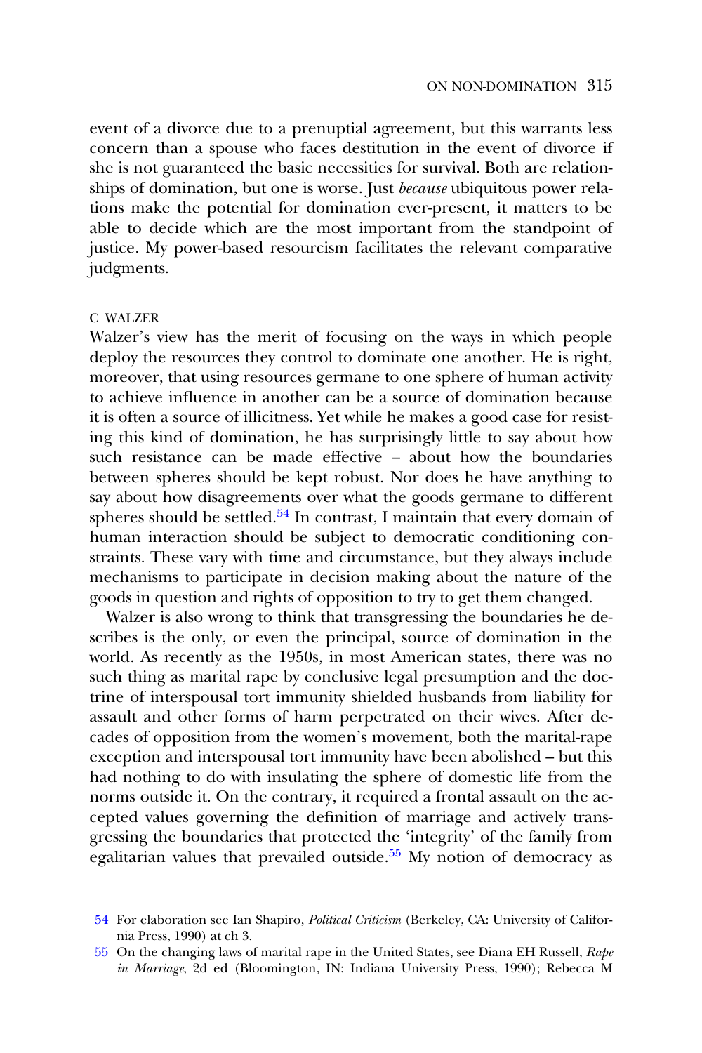event of a divorce due to a prenuptial agreement, but this warrants less concern than a spouse who faces destitution in the event of divorce if she is not guaranteed the basic necessities for survival. Both are relationships of domination, but one is worse. Just *because* ubiquitous power relations make the potential for domination ever-present, it matters to be able to decide which are the most important from the standpoint of justice. My power-based resourcism facilitates the relevant comparative judgments.

### C WALZER

Walzer's view has the merit of focusing on the ways in which people deploy the resources they control to dominate one another. He is right, moreover, that using resources germane to one sphere of human activity to achieve influence in another can be a source of domination because it is often a source of illicitness. Yet while he makes a good case for resisting this kind of domination, he has surprisingly little to say about how such resistance can be made effective – about how the boundaries between spheres should be kept robust. Nor does he have anything to say about how disagreements over what the goods germane to different spheres should be settled.[54] In contrast, I maintain that every domain of human interaction should be subject to democratic conditioning constraints. These vary with time and circumstance, but they always include mechanisms to participate in decision making about the nature of the goods in question and rights of opposition to try to get them changed.

Walzer is also wrong to think that transgressing the boundaries he describes is the only, or even the principal, source of domination in the world. As recently as the 1950s, in most American states, there was no such thing as marital rape by conclusive legal presumption and the doctrine of interspousal tort immunity shielded husbands from liability for assault and other forms of harm perpetrated on their wives. After decades of opposition from the women's movement, both the marital-rape exception and interspousal tort immunity have been abolished – but this had nothing to do with insulating the sphere of domestic life from the norms outside it. On the contrary, it required a frontal assault on the accepted values governing the definition of marriage and actively transgressing the boundaries that protected the 'integrity' of the family from egalitarian values that prevailed outside.[55] My notion of democracy as

---

54 For elaboration see Ian Shapiro, *Political Criticism* (Berkeley, CA: University of California Press, 1990) at ch 3.

55 On the changing laws of marital rape in the United States, see Diana EH Russell, *Rape in Marriage*, 2d ed (Bloomington, IN: Indiana University Press, 1990); Rebecca M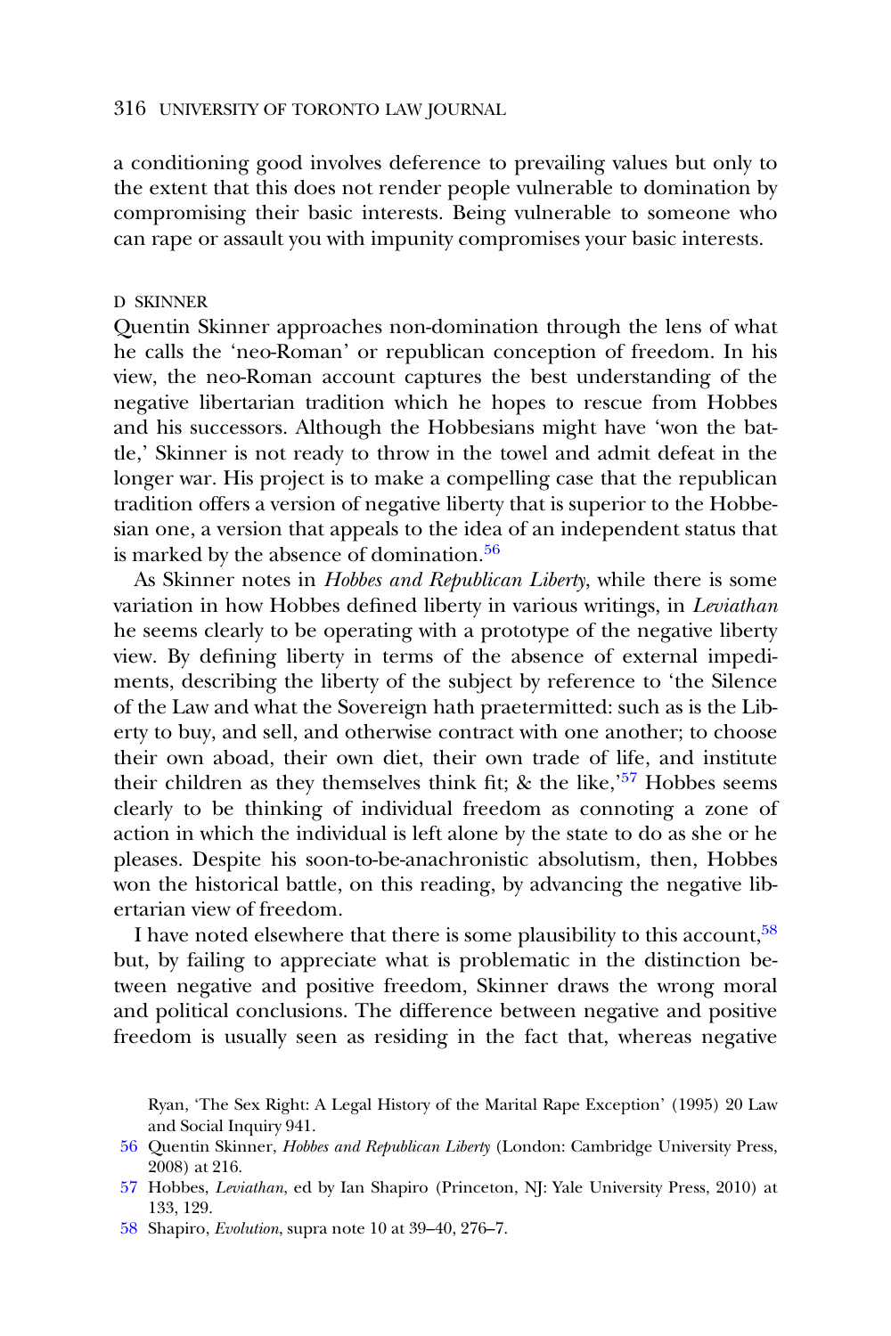a conditioning good involves deference to prevailing values but only to the extent that this does not render people vulnerable to domination by compromising their basic interests. Being vulnerable to someone who can rape or assault you with impunity compromises your basic interests.

### D SKINNER

Quentin Skinner approaches non-domination through the lens of what he calls the 'neo-Roman' or republican conception of freedom. In his view, the neo-Roman account captures the best understanding of the negative libertarian tradition which he hopes to rescue from Hobbes and his successors. Although the Hobbesians might have 'won the battle,' Skinner is not ready to throw in the towel and admit defeat in the longer war. His project is to make a compelling case that the republican tradition offers a version of negative liberty that is superior to the Hobbesian one, a version that appeals to the idea of an independent status that is marked by the absence of domination.[56]

As Skinner notes in *Hobbes and Republican Liberty*, while there is some variation in how Hobbes defined liberty in various writings, in *Leviathan* he seems clearly to be operating with a prototype of the negative liberty view. By defining liberty in terms of the absence of external impediments, describing the liberty of the subject by reference to 'the Silence of the Law and what the Sovereign hath praetermitted: such as is the Liberty to buy, and sell, and otherwise contract with one another; to choose their own aboad, their own diet, their own trade of life, and institute their children as they themselves think fit; & the like,'[57] Hobbes seems clearly to be thinking of individual freedom as connoting a zone of action in which the individual is left alone by the state to do as she or he pleases. Despite his soon-to-be-anachronistic absolutism, then, Hobbes won the historical battle, on this reading, by advancing the negative libertarian view of freedom.

I have noted elsewhere that there is some plausibility to this account,[58] but, by failing to appreciate what is problematic in the distinction between negative and positive freedom, Skinner draws the wrong moral and political conclusions. The difference between negative and positive freedom is usually seen as residing in the fact that, whereas negative

Ryan, 'The Sex Right: A Legal History of the Marital Rape Exception' (1995) 20 Law and Social Inquiry 941.

56 Quentin Skinner, *Hobbes and Republican Liberty* (London: Cambridge University Press, 2008) at 216.

57 Hobbes, *Leviathan*, ed by Ian Shapiro (Princeton, NJ: Yale University Press, 2010) at 133, 129.

58 Shapiro, *Evolution*, supra note 10 at 39–40, 276–7.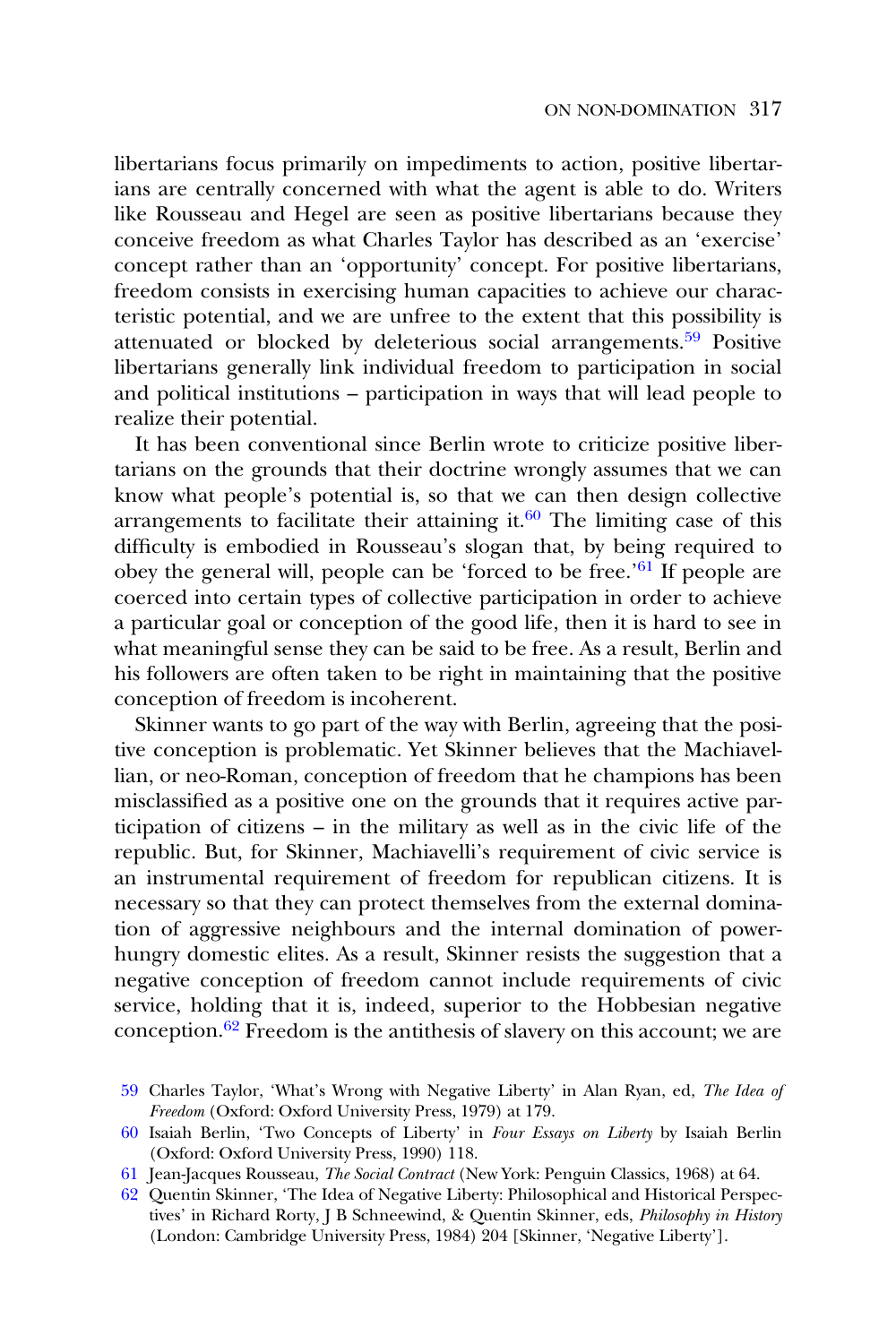libertarians focus primarily on impediments to action, positive libertarians are centrally concerned with what the agent is able to do. Writers like Rousseau and Hegel are seen as positive libertarians because they conceive freedom as what Charles Taylor has described as an 'exercise' concept rather than an 'opportunity' concept. For positive libertarians, freedom consists in exercising human capacities to achieve our characteristic potential, and we are unfree to the extent that this possibility is attenuated or blocked by deleterious social arrangements.[59] Positive libertarians generally link individual freedom to participation in social and political institutions – participation in ways that will lead people to realize their potential.

It has been conventional since Berlin wrote to criticize positive libertarians on the grounds that their doctrine wrongly assumes that we can know what people's potential is, so that we can then design collective arrangements to facilitate their attaining it.[60] The limiting case of this difficulty is embodied in Rousseau's slogan that, by being required to obey the general will, people can be 'forced to be free.'[61] If people are coerced into certain types of collective participation in order to achieve a particular goal or conception of the good life, then it is hard to see in what meaningful sense they can be said to be free. As a result, Berlin and his followers are often taken to be right in maintaining that the positive conception of freedom is incoherent.

Skinner wants to go part of the way with Berlin, agreeing that the positive conception is problematic. Yet Skinner believes that the Machiavellian, or neo-Roman, conception of freedom that he champions has been misclassified as a positive one on the grounds that it requires active participation of citizens – in the military as well as in the civic life of the republic. But, for Skinner, Machiavelli's requirement of civic service is an instrumental requirement of freedom for republican citizens. It is necessary so that they can protect themselves from the external domination of aggressive neighbours and the internal domination of power-hungry domestic elites. As a result, Skinner resists the suggestion that a negative conception of freedom cannot include requirements of civic service, holding that it is, indeed, superior to the Hobbesian negative conception.[62] Freedom is the antithesis of slavery on this account; we are

59 Charles Taylor, 'What's Wrong with Negative Liberty' in Alan Ryan, ed, *The Idea of Freedom* (Oxford: Oxford University Press, 1979) at 179.

60 Isaiah Berlin, 'Two Concepts of Liberty' in *Four Essays on Liberty* by Isaiah Berlin (Oxford: Oxford University Press, 1990) 118.

61 Jean-Jacques Rousseau, *The Social Contract* (New York: Penguin Classics, 1968) at 64.

62 Quentin Skinner, 'The Idea of Negative Liberty: Philosophical and Historical Perspectives' in Richard Rorty, J B Schneewind, & Quentin Skinner, eds, *Philosophy in History* (London: Cambridge University Press, 1984) 204 [Skinner, 'Negative Liberty'].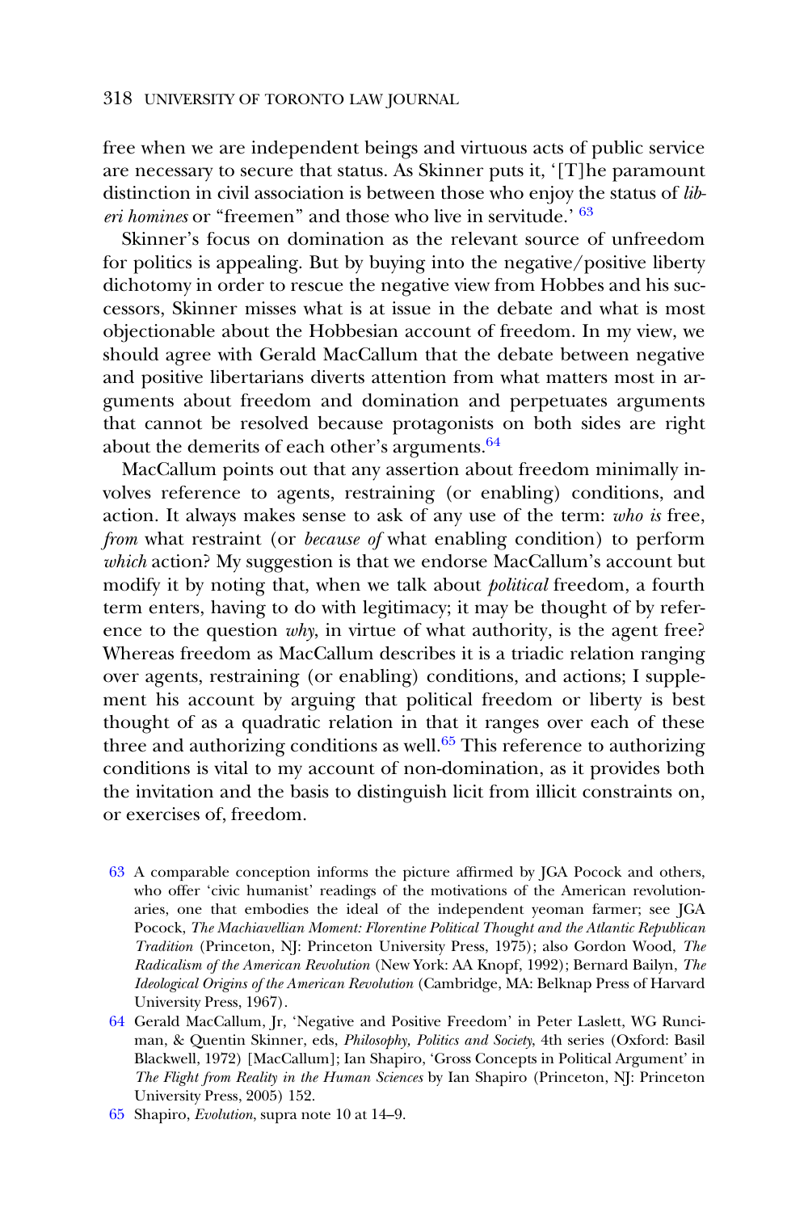free when we are independent beings and virtuous acts of public service are necessary to secure that status. As Skinner puts it, '[T]he paramount distinction in civil association is between those who enjoy the status of *liberi homines* or "freemen" and those who live in servitude.' [63]

Skinner's focus on domination as the relevant source of unfreedom for politics is appealing. But by buying into the negative/positive liberty dichotomy in order to rescue the negative view from Hobbes and his successors, Skinner misses what is at issue in the debate and what is most objectionable about the Hobbesian account of freedom. In my view, we should agree with Gerald MacCallum that the debate between negative and positive libertarians diverts attention from what matters most in arguments about freedom and domination and perpetuates arguments that cannot be resolved because protagonists on both sides are right about the demerits of each other's arguments.[64]

MacCallum points out that any assertion about freedom minimally involves reference to agents, restraining (or enabling) conditions, and action. It always makes sense to ask of any use of the term: *who is* free, *from* what restraint (or *because of* what enabling condition) to perform *which* action? My suggestion is that we endorse MacCallum's account but modify it by noting that, when we talk about *political* freedom, a fourth term enters, having to do with legitimacy; it may be thought of by reference to the question *why*, in virtue of what authority, is the agent free? Whereas freedom as MacCallum describes it is a triadic relation ranging over agents, restraining (or enabling) conditions, and actions; I supplement his account by arguing that political freedom or liberty is best thought of as a quadratic relation in that it ranges over each of these three and authorizing conditions as well.[65] This reference to authorizing conditions is vital to my account of non-domination, as it provides both the invitation and the basis to distinguish licit from illicit constraints on, or exercises of, freedom.

63 A comparable conception informs the picture affirmed by JGA Pocock and others, who offer 'civic humanist' readings of the motivations of the American revolutionaries, one that embodies the ideal of the independent yeoman farmer; see JGA Pocock, *The Machiavellian Moment: Florentine Political Thought and the Atlantic Republican Tradition* (Princeton, NJ: Princeton University Press, 1975); also Gordon Wood, *The Radicalism of the American Revolution* (New York: AA Knopf, 1992); Bernard Bailyn, *The Ideological Origins of the American Revolution* (Cambridge, MA: Belknap Press of Harvard University Press, 1967).

64 Gerald MacCallum, Jr, 'Negative and Positive Freedom' in Peter Laslett, WG Runciman, & Quentin Skinner, eds, *Philosophy, Politics and Society*, 4th series (Oxford: Basil Blackwell, 1972) [MacCallum]; Ian Shapiro, 'Gross Concepts in Political Argument' in *The Flight from Reality in the Human Sciences* by Ian Shapiro (Princeton, NJ: Princeton University Press, 2005) 152.

65 Shapiro, *Evolution*, supra note 10 at 14–9.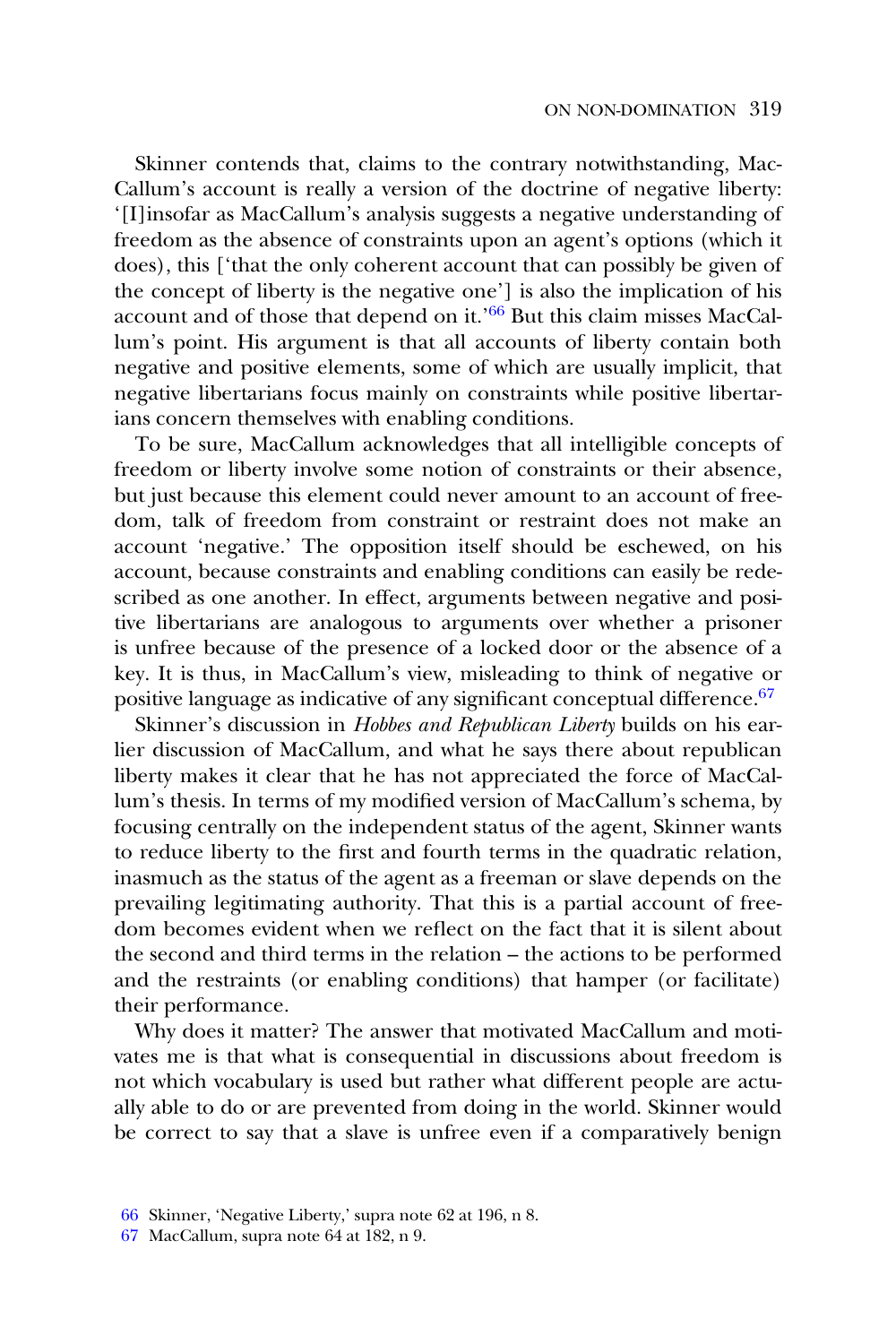Skinner contends that, claims to the contrary notwithstanding, MacCallum's account is really a version of the doctrine of negative liberty: '[I]nsofar as MacCallum's analysis suggests a negative understanding of freedom as the absence of constraints upon an agent's options (which it does), this ['that the only coherent account that can possibly be given of the concept of liberty is the negative one'] is also the implication of his account and of those that depend on it.'[66] But this claim misses MacCallum's point. His argument is that all accounts of liberty contain both negative and positive elements, some of which are usually implicit, that negative libertarians focus mainly on constraints while positive libertarians concern themselves with enabling conditions.

To be sure, MacCallum acknowledges that all intelligible concepts of freedom or liberty involve some notion of constraints or their absence, but just because this element could never amount to an account of freedom, talk of freedom from constraint or restraint does not make an account 'negative.' The opposition itself should be eschewed, on his account, because constraints and enabling conditions can easily be redescribed as one another. In effect, arguments between negative and positive libertarians are analogous to arguments over whether a prisoner is unfree because of the presence of a locked door or the absence of a key. It is thus, in MacCallum's view, misleading to think of negative or positive language as indicative of any significant conceptual difference.[67]

Skinner's discussion in *Hobbes and Republican Liberty* builds on his earlier discussion of MacCallum, and what he says there about republican liberty makes it clear that he has not appreciated the force of MacCallum's thesis. In terms of my modified version of MacCallum's schema, by focusing centrally on the independent status of the agent, Skinner wants to reduce liberty to the first and fourth terms in the quadratic relation, inasmuch as the status of the agent as a freeman or slave depends on the prevailing legitimating authority. That this is a partial account of freedom becomes evident when we reflect on the fact that it is silent about the second and third terms in the relation – the actions to be performed and the restraints (or enabling conditions) that hamper (or facilitate) their performance.

Why does it matter? The answer that motivated MacCallum and motivates me is that what is consequential in discussions about freedom is not which vocabulary is used but rather what different people are actually able to do or are prevented from doing in the world. Skinner would be correct to say that a slave is unfree even if a comparatively benign

66 Skinner, 'Negative Liberty,' supra note 62 at 196, n 8.

67 MacCallum, supra note 64 at 182, n 9.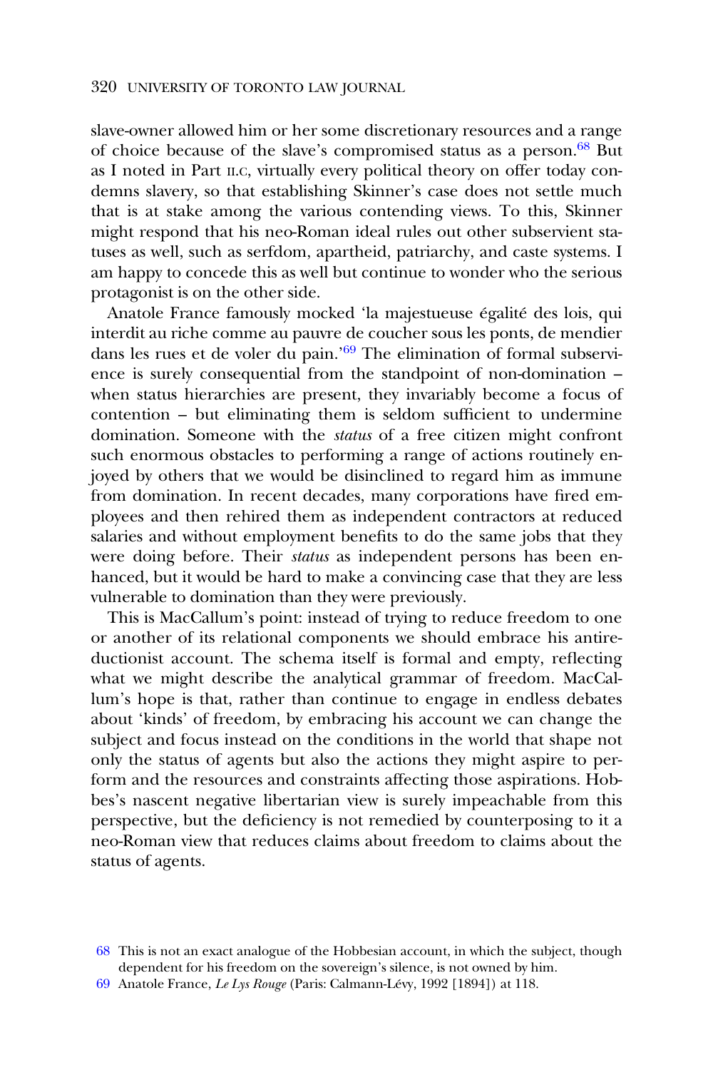slave-owner allowed him or her some discretionary resources and a range of choice because of the slave's compromised status as a person.[68] But as I noted in Part II.C, virtually every political theory on offer today condemns slavery, so that establishing Skinner's case does not settle much that is at stake among the various contending views. To this, Skinner might respond that his neo-Roman ideal rules out other subservient statuses as well, such as serfdom, apartheid, patriarchy, and caste systems. I am happy to concede this as well but continue to wonder who the serious protagonist is on the other side.

Anatole France famously mocked 'la majestueuse égalité des lois, qui interdit au riche comme au pauvre de coucher sous les ponts, de mendier dans les rues et de voler du pain.'[69] The elimination of formal subservience is surely consequential from the standpoint of non-domination – when status hierarchies are present, they invariably become a focus of contention – but eliminating them is seldom sufficient to undermine domination. Someone with the *status* of a free citizen might confront such enormous obstacles to performing a range of actions routinely enjoyed by others that we would be disinclined to regard him as immune from domination. In recent decades, many corporations have fired employees and then rehired them as independent contractors at reduced salaries and without employment benefits to do the same jobs that they were doing before. Their *status* as independent persons has been enhanced, but it would be hard to make a convincing case that they are less vulnerable to domination than they were previously.

This is MacCallum's point: instead of trying to reduce freedom to one or another of its relational components we should embrace his antireductionist account. The schema itself is formal and empty, reflecting what we might describe the analytical grammar of freedom. MacCallum's hope is that, rather than continue to engage in endless debates about 'kinds' of freedom, by embracing his account we can change the subject and focus instead on the conditions in the world that shape not only the status of agents but also the actions they might aspire to perform and the resources and constraints affecting those aspirations. Hobbes's nascent negative libertarian view is surely impeachable from this perspective, but the deficiency is not remedied by counterposing to it a neo-Roman view that reduces claims about freedom to claims about the status of agents.

68 This is not an exact analogue of the Hobbesian account, in which the subject, though dependent for his freedom on the sovereign's silence, is not owned by him.

69 Anatole France, *Le Lys Rouge* (Paris: Calmann-Lévy, 1992 [1894]) at 118.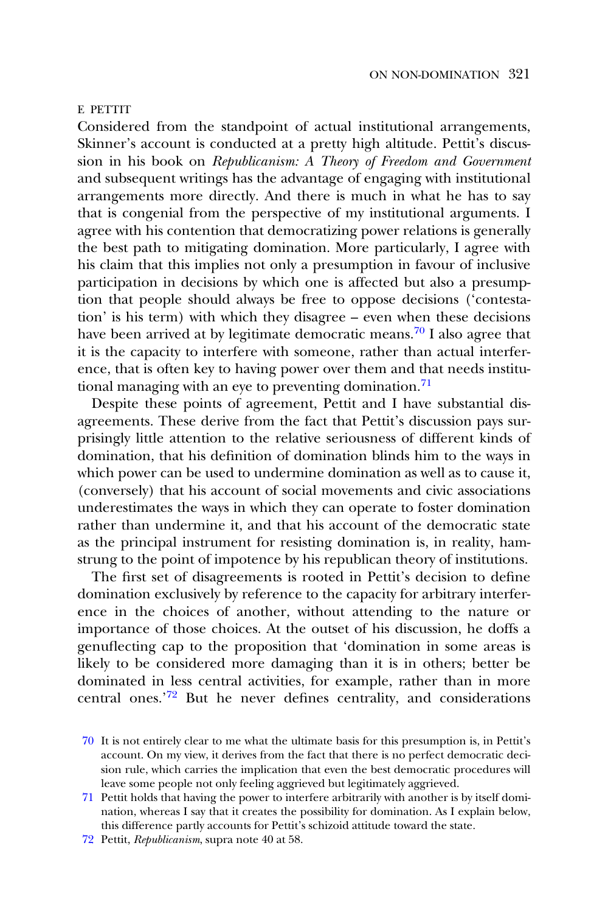## E PETTIT

Considered from the standpoint of actual institutional arrangements, Skinner's account is conducted at a pretty high altitude. Pettit's discussion in his book on *Republicanism: A Theory of Freedom and Government* and subsequent writings has the advantage of engaging with institutional arrangements more directly. And there is much in what he has to say that is congenial from the perspective of my institutional arguments. I agree with his contention that democratizing power relations is generally the best path to mitigating domination. More particularly, I agree with his claim that this implies not only a presumption in favour of inclusive participation in decisions by which one is affected but also a presumption that people should always be free to oppose decisions ('contestation' is his term) with which they disagree – even when these decisions have been arrived at by legitimate democratic means.[70] I also agree that it is the capacity to interfere with someone, rather than actual interference, that is often key to having power over them and that needs institutional managing with an eye to preventing domination.[71]

Despite these points of agreement, Pettit and I have substantial disagreements. These derive from the fact that Pettit's discussion pays surprisingly little attention to the relative seriousness of different kinds of domination, that his definition of domination blinds him to the ways in which power can be used to undermine domination as well as to cause it, (conversely) that his account of social movements and civic associations underestimates the ways in which they can operate to foster domination rather than undermine it, and that his account of the democratic state as the principal instrument for resisting domination is, in reality, hamstrung to the point of impotence by his republican theory of institutions.

The first set of disagreements is rooted in Pettit's decision to define domination exclusively by reference to the capacity for arbitrary interference in the choices of another, without attending to the nature or importance of those choices. At the outset of his discussion, he doffs a genuflecting cap to the proposition that 'domination in some areas is likely to be considered more damaging than it is in others; better be dominated in less central activities, for example, rather than in more central ones.'[72] But he never defines centrality, and considerations

[70] It is not entirely clear to me what the ultimate basis for this presumption is, in Pettit's account. On my view, it derives from the fact that there is no perfect democratic decision rule, which carries the implication that even the best democratic procedures will leave some people not only feeling aggrieved but legitimately aggrieved.

[71] Pettit holds that having the power to interfere arbitrarily with another is by itself domination, whereas I say that it creates the possibility for domination. As I explain below, this difference partly accounts for Pettit's schizoid attitude toward the state.

[72] Pettit, *Republicanism*, supra note 40 at 58.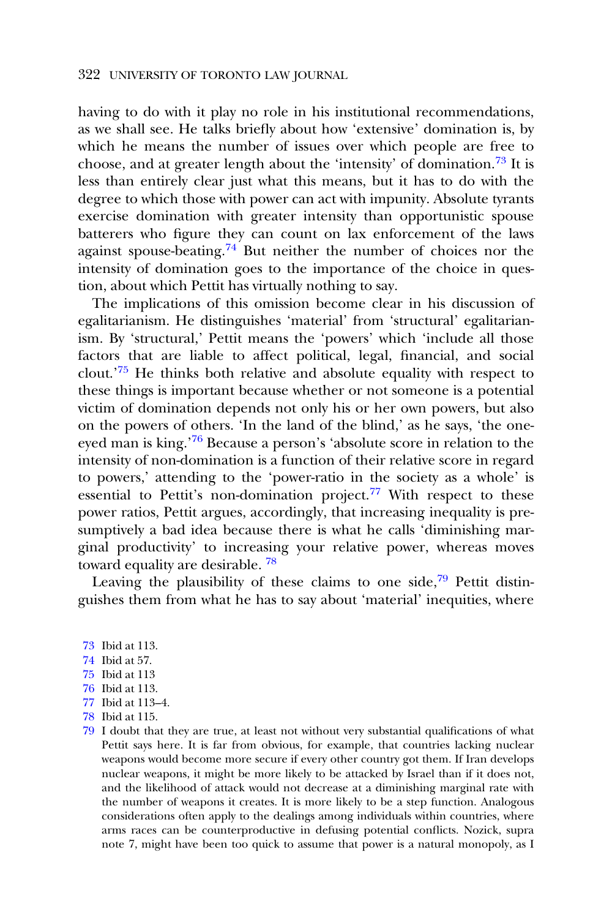having to do with it play no role in his institutional recommendations, as we shall see. He talks briefly about how 'extensive' domination is, by which he means the number of issues over which people are free to choose, and at greater length about the 'intensity' of domination.[73] It is less than entirely clear just what this means, but it has to do with the degree to which those with power can act with impunity. Absolute tyrants exercise domination with greater intensity than opportunistic spouse batterers who figure they can count on lax enforcement of the laws against spouse-beating.[74] But neither the number of choices nor the intensity of domination goes to the importance of the choice in question, about which Pettit has virtually nothing to say.

The implications of this omission become clear in his discussion of egalitarianism. He distinguishes 'material' from 'structural' egalitarianism. By 'structural,' Pettit means the 'powers' which 'include all those factors that are liable to affect political, legal, financial, and social clout.'[75] He thinks both relative and absolute equality with respect to these things is important because whether or not someone is a potential victim of domination depends not only his or her own powers, but also on the powers of others. 'In the land of the blind,' as he says, 'the one-eyed man is king.'[76] Because a person's 'absolute score in relation to the intensity of non-domination is a function of their relative score in regard to powers,' attending to the 'power-ratio in the society as a whole' is essential to Pettit's non-domination project.[77] With respect to these power ratios, Pettit argues, accordingly, that increasing inequality is presumptively a bad idea because there is what he calls 'diminishing marginal productivity' to increasing your relative power, whereas moves toward equality are desirable. [78]

Leaving the plausibility of these claims to one side,[79] Pettit distinguishes them from what he has to say about 'material' inequities, where

73 Ibid at 113.

74 Ibid at 57.

75 Ibid at 113

76 Ibid at 113.

77 Ibid at 113–4.

78 Ibid at 115.

79 I doubt that they are true, at least not without very substantial qualifications of what Pettit says here. It is far from obvious, for example, that countries lacking nuclear weapons would become more secure if every other country got them. If Iran develops nuclear weapons, it might be more likely to be attacked by Israel than if it does not, and the likelihood of attack would not decrease at a diminishing marginal rate with the number of weapons it creates. It is more likely to be a step function. Analogous considerations often apply to the dealings among individuals within countries, where arms races can be counterproductive in defusing potential conflicts. Nozick, supra note 7, might have been too quick to assume that power is a natural monopoly, as I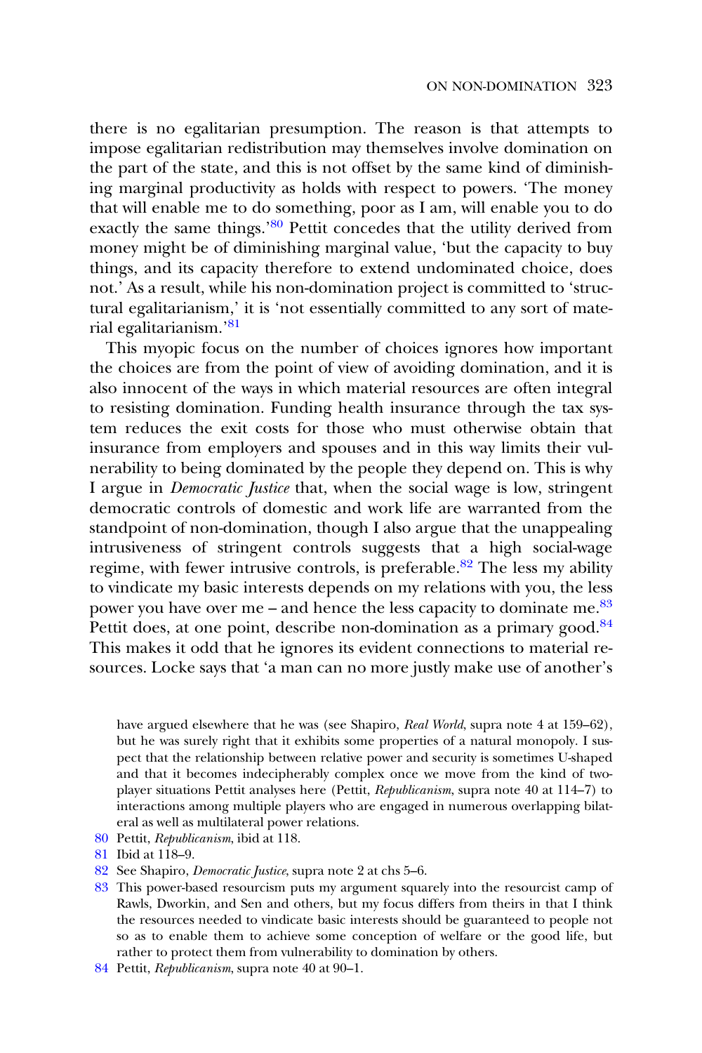there is no egalitarian presumption. The reason is that attempts to impose egalitarian redistribution may themselves involve domination on the part of the state, and this is not offset by the same kind of diminishing marginal productivity as holds with respect to powers. 'The money that will enable me to do something, poor as I am, will enable you to do exactly the same things.'[80] Pettit concedes that the utility derived from money might be of diminishing marginal value, 'but the capacity to buy things, and its capacity therefore to extend undominated choice, does not.' As a result, while his non-domination project is committed to 'structural egalitarianism,' it is 'not essentially committed to any sort of material egalitarianism.'[81]

This myopic focus on the number of choices ignores how important the choices are from the point of view of avoiding domination, and it is also innocent of the ways in which material resources are often integral to resisting domination. Funding health insurance through the tax system reduces the exit costs for those who must otherwise obtain that insurance from employers and spouses and in this way limits their vulnerability to being dominated by the people they depend on. This is why I argue in *Democratic Justice* that, when the social wage is low, stringent democratic controls of domestic and work life are warranted from the standpoint of non-domination, though I also argue that the unappealing intrusiveness of stringent controls suggests that a high social-wage regime, with fewer intrusive controls, is preferable.[82] The less my ability to vindicate my basic interests depends on my relations with you, the less power you have over me – and hence the less capacity to dominate me.[83] Pettit does, at one point, describe non-domination as a primary good.[84] This makes it odd that he ignores its evident connections to material resources. Locke says that 'a man can no more justly make use of another's

have argued elsewhere that he was (see Shapiro, *Real World*, supra note 4 at 159–62), but he was surely right that it exhibits some properties of a natural monopoly. I suspect that the relationship between relative power and security is sometimes U-shaped and that it becomes indecipherably complex once we move from the kind of two-player situations Pettit analyses here (Pettit, *Republicanism*, supra note 40 at 114–7) to interactions among multiple players who are engaged in numerous overlapping bilateral as well as multilateral power relations.

80 Pettit, *Republicanism*, ibid at 118.

81 Ibid at 118–9.

82 See Shapiro, *Democratic Justice*, supra note 2 at chs 5–6.

83 This power-based resourcism puts my argument squarely into the resourcist camp of Rawls, Dworkin, and Sen and others, but my focus differs from theirs in that I think the resources needed to vindicate basic interests should be guaranteed to people not so as to enable them to achieve some conception of welfare or the good life, but rather to protect them from vulnerability to domination by others.

84 Pettit, *Republicanism*, supra note 40 at 90–1.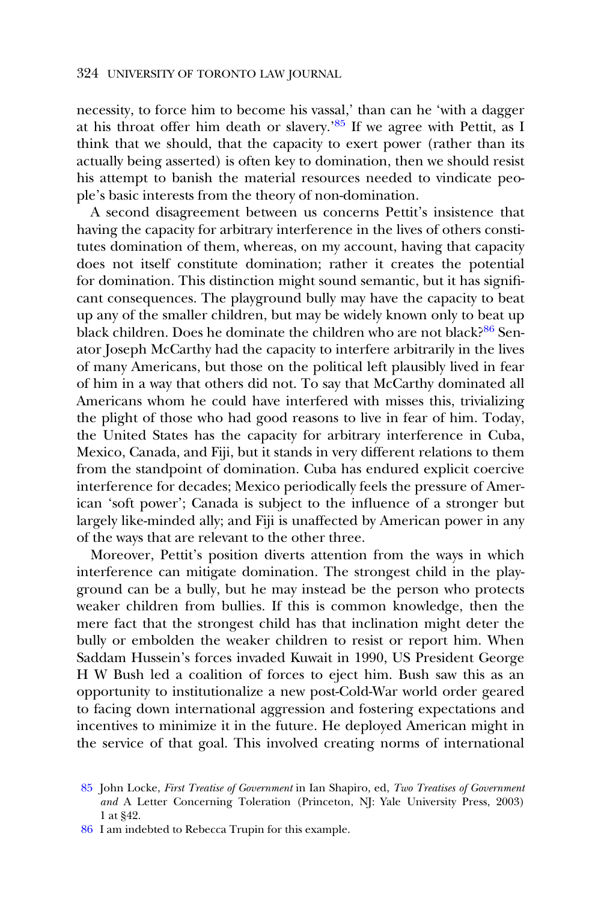necessity, to force him to become his vassal,' than can he 'with a dagger at his throat offer him death or slavery.'[85] If we agree with Pettit, as I think that we should, that the capacity to exert power (rather than its actually being asserted) is often key to domination, then we should resist his attempt to banish the material resources needed to vindicate people's basic interests from the theory of non-domination.

A second disagreement between us concerns Pettit's insistence that having the capacity for arbitrary interference in the lives of others constitutes domination of them, whereas, on my account, having that capacity does not itself constitute domination; rather it creates the potential for domination. This distinction might sound semantic, but it has significant consequences. The playground bully may have the capacity to beat up any of the smaller children, but may be widely known only to beat up black children. Does he dominate the children who are not black?[86] Senator Joseph McCarthy had the capacity to interfere arbitrarily in the lives of many Americans, but those on the political left plausibly lived in fear of him in a way that others did not. To say that McCarthy dominated all Americans whom he could have interfered with misses this, trivializing the plight of those who had good reasons to live in fear of him. Today, the United States has the capacity for arbitrary interference in Cuba, Mexico, Canada, and Fiji, but it stands in very different relations to them from the standpoint of domination. Cuba has endured explicit coercive interference for decades; Mexico periodically feels the pressure of American 'soft power'; Canada is subject to the influence of a stronger but largely like-minded ally; and Fiji is unaffected by American power in any of the ways that are relevant to the other three.

Moreover, Pettit's position diverts attention from the ways in which interference can mitigate domination. The strongest child in the playground can be a bully, but he may instead be the person who protects weaker children from bullies. If this is common knowledge, then the mere fact that the strongest child has that inclination might deter the bully or embolden the weaker children to resist or report him. When Saddam Hussein's forces invaded Kuwait in 1990, US President George H W Bush led a coalition of forces to eject him. Bush saw this as an opportunity to institutionalize a new post-Cold-War world order geared to facing down international aggression and fostering expectations and incentives to minimize it in the future. He deployed American might in the service of that goal. This involved creating norms of international

[85] John Locke, *First Treatise of Government* in Ian Shapiro, ed, *Two Treatises of Government and* A Letter Concerning Toleration (Princeton, NJ: Yale University Press, 2003) 1 at §42.

[86] I am indebted to Rebecca Trupin for this example.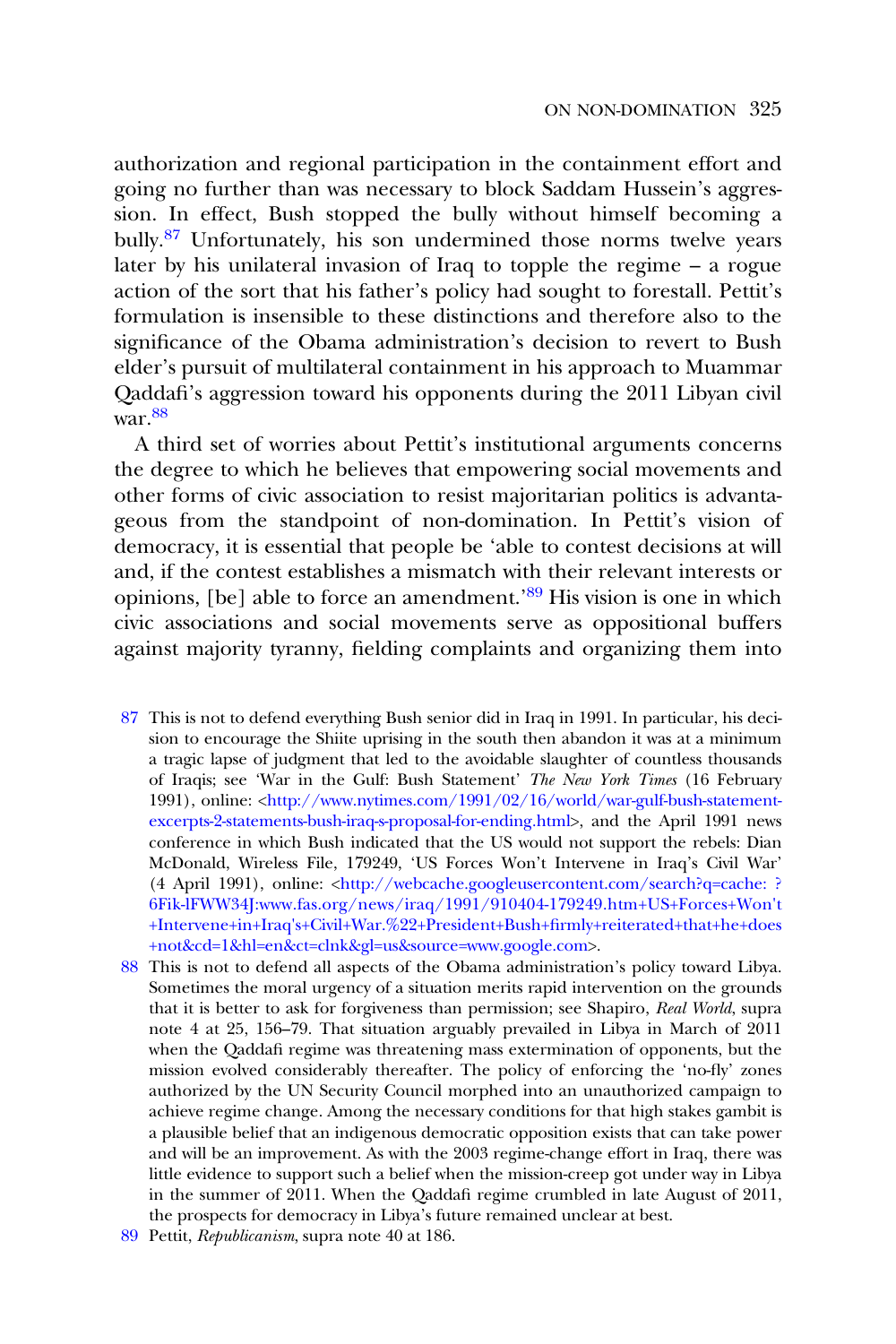authorization and regional participation in the containment effort and going no further than was necessary to block Saddam Hussein's aggression. In effect, Bush stopped the bully without himself becoming a bully.[87] Unfortunately, his son undermined those norms twelve years later by his unilateral invasion of Iraq to topple the regime – a rogue action of the sort that his father's policy had sought to forestall. Pettit's formulation is insensible to these distinctions and therefore also to the significance of the Obama administration's decision to revert to Bush elder's pursuit of multilateral containment in his approach to Muammar Qaddafi's aggression toward his opponents during the 2011 Libyan civil war.[88]

A third set of worries about Pettit's institutional arguments concerns the degree to which he believes that empowering social movements and other forms of civic association to resist majoritarian politics is advantageous from the standpoint of non-domination. In Pettit's vision of democracy, it is essential that people be 'able to contest decisions at will and, if the contest establishes a mismatch with their relevant interests or opinions, [be] able to force an amendment.'[89] His vision is one in which civic associations and social movements serve as oppositional buffers against majority tyranny, fielding complaints and organizing them into

87 This is not to defend everything Bush senior did in Iraq in 1991. In particular, his decision to encourage the Shiite uprising in the south then abandon it was at a minimum a tragic lapse of judgment that led to the avoidable slaughter of countless thousands of Iraqis; see 'War in the Gulf: Bush Statement' *The New York Times* (16 February 1991), online: <http://www.nytimes.com/1991/02/16/world/war-gulf-bush-statement-excerpts-2-statements-bush-iraq-s-proposal-for-ending.html>, and the April 1991 news conference in which Bush indicated that the US would not support the rebels: Dian McDonald, Wireless File, 179249, 'US Forces Won't Intervene in Iraq's Civil War' (4 April 1991), online: <http://webcache.googleusercontent.com/search?q=cache: ?6Fik-lFWW34J:www.fas.org/news/iraq/1991/910404-179249.htm+US+Forces+Won't+Intervene+in+Iraq's+Civil+War.%22+President+Bush+firmly+reiterated+that+he+does+not&cd=1&hl=en&ct=clnk&gl=us&source=www.google.com>.

88 This is not to defend all aspects of the Obama administration's policy toward Libya. Sometimes the moral urgency of a situation merits rapid intervention on the grounds that it is better to ask for forgiveness than permission; see Shapiro, *Real World*, supra note 4 at 25, 156–79. That situation arguably prevailed in Libya in March of 2011 when the Qaddafi regime was threatening mass extermination of opponents, but the mission evolved considerably thereafter. The policy of enforcing the 'no-fly' zones authorized by the UN Security Council morphed into an unauthorized campaign to achieve regime change. Among the necessary conditions for that high stakes gambit is a plausible belief that an indigenous democratic opposition exists that can take power and will be an improvement. As with the 2003 regime-change effort in Iraq, there was little evidence to support such a belief when the mission-creep got under way in Libya in the summer of 2011. When the Qaddafi regime crumbled in late August of 2011, the prospects for democracy in Libya's future remained unclear at best.

89 Pettit, *Republicanism*, supra note 40 at 186.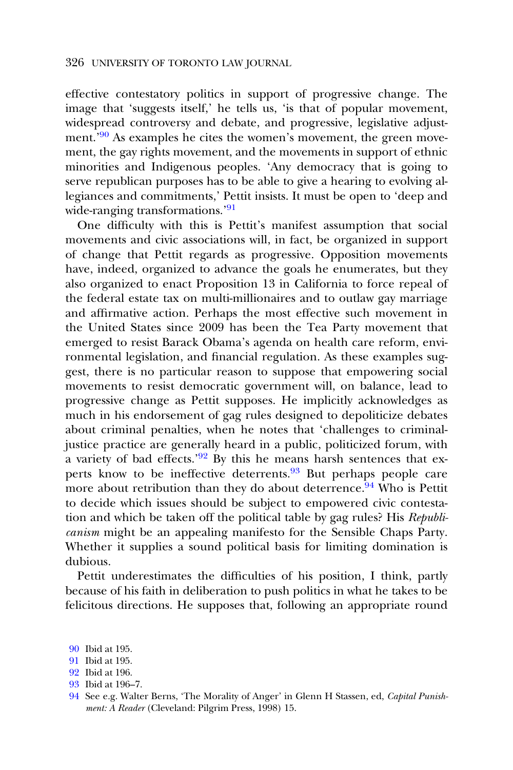effective contestatory politics in support of progressive change. The image that 'suggests itself,' he tells us, 'is that of popular movement, widespread controversy and debate, and progressive, legislative adjustment.'[90] As examples he cites the women's movement, the green movement, the gay rights movement, and the movements in support of ethnic minorities and Indigenous peoples. 'Any democracy that is going to serve republican purposes has to be able to give a hearing to evolving allegiances and commitments,' Pettit insists. It must be open to 'deep and wide-ranging transformations.'[91]

One difficulty with this is Pettit's manifest assumption that social movements and civic associations will, in fact, be organized in support of change that Pettit regards as progressive. Opposition movements have, indeed, organized to advance the goals he enumerates, but they also organized to enact Proposition 13 in California to force repeal of the federal estate tax on multi-millionaires and to outlaw gay marriage and affirmative action. Perhaps the most effective such movement in the United States since 2009 has been the Tea Party movement that emerged to resist Barack Obama's agenda on health care reform, environmental legislation, and financial regulation. As these examples suggest, there is no particular reason to suppose that empowering social movements to resist democratic government will, on balance, lead to progressive change as Pettit supposes. He implicitly acknowledges as much in his endorsement of gag rules designed to depoliticize debates about criminal penalties, when he notes that 'challenges to criminal-justice practice are generally heard in a public, politicized forum, with a variety of bad effects.'[92] By this he means harsh sentences that experts know to be ineffective deterrents.[93] But perhaps people care more about retribution than they do about deterrence.[94] Who is Pettit to decide which issues should be subject to empowered civic contestation and which be taken off the political table by gag rules? His *Republicanism* might be an appealing manifesto for the Sensible Chaps Party. Whether it supplies a sound political basis for limiting domination is dubious.

Pettit underestimates the difficulties of his position, I think, partly because of his faith in deliberation to push politics in what he takes to be felicitous directions. He supposes that, following an appropriate round

90 Ibid at 195.

91 Ibid at 195.

92 Ibid at 196.

93 Ibid at 196–7.

94 See e.g. Walter Berns, 'The Morality of Anger' in Glenn H Stassen, ed, *Capital Punishment: A Reader* (Cleveland: Pilgrim Press, 1998) 15.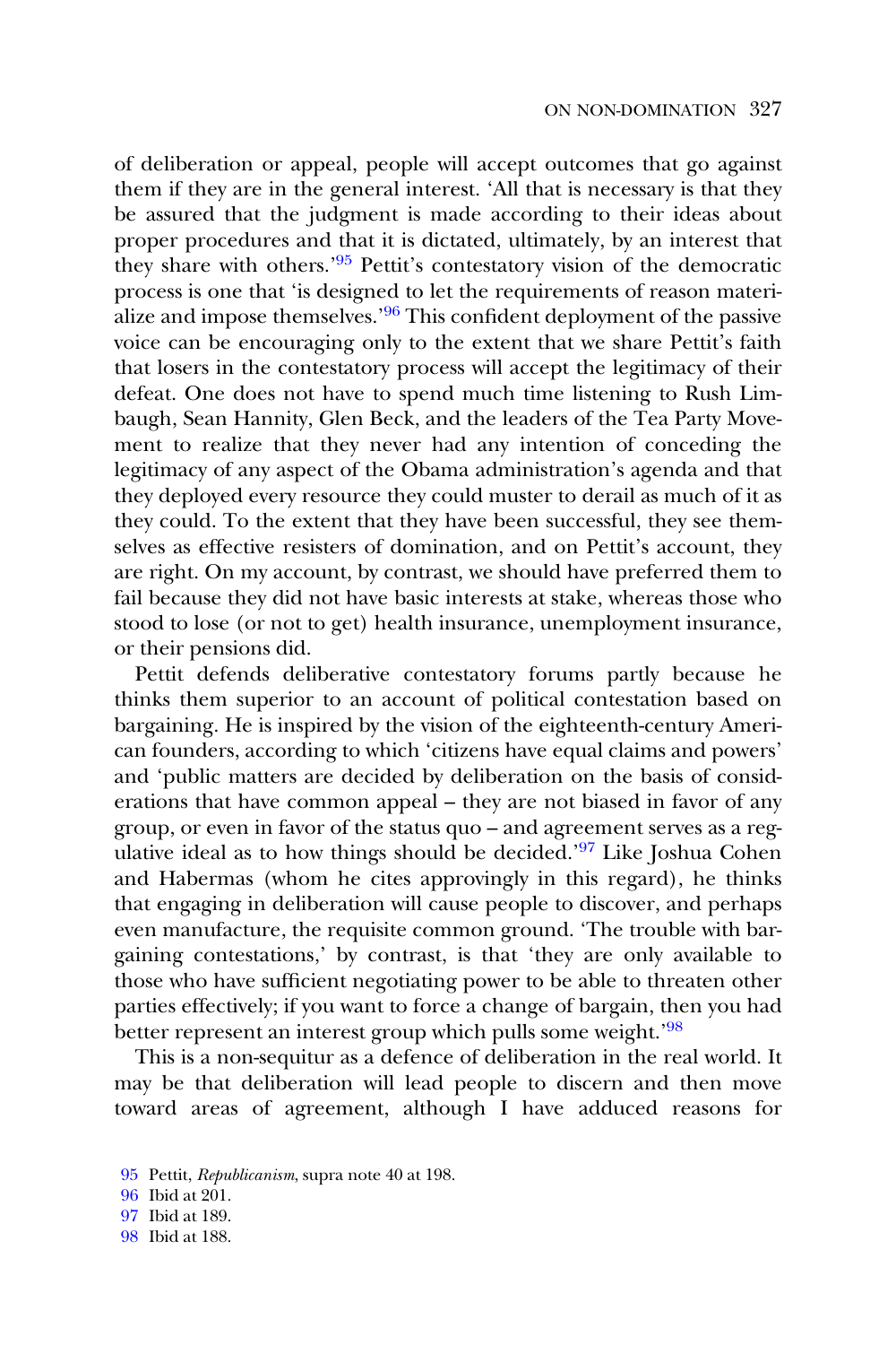of deliberation or appeal, people will accept outcomes that go against them if they are in the general interest. 'All that is necessary is that they be assured that the judgment is made according to their ideas about proper procedures and that it is dictated, ultimately, by an interest that they share with others.'[95] Pettit's contestatory vision of the democratic process is one that 'is designed to let the requirements of reason materialize and impose themselves.'[96] This confident deployment of the passive voice can be encouraging only to the extent that we share Pettit's faith that losers in the contestatory process will accept the legitimacy of their defeat. One does not have to spend much time listening to Rush Limbaugh, Sean Hannity, Glen Beck, and the leaders of the Tea Party Movement to realize that they never had any intention of conceding the legitimacy of any aspect of the Obama administration's agenda and that they deployed every resource they could muster to derail as much of it as they could. To the extent that they have been successful, they see themselves as effective resisters of domination, and on Pettit's account, they are right. On my account, by contrast, we should have preferred them to fail because they did not have basic interests at stake, whereas those who stood to lose (or not to get) health insurance, unemployment insurance, or their pensions did.

Pettit defends deliberative contestatory forums partly because he thinks them superior to an account of political contestation based on bargaining. He is inspired by the vision of the eighteenth-century American founders, according to which 'citizens have equal claims and powers' and 'public matters are decided by deliberation on the basis of considerations that have common appeal – they are not biased in favor of any group, or even in favor of the status quo – and agreement serves as a regulative ideal as to how things should be decided.'[97] Like Joshua Cohen and Habermas (whom he cites approvingly in this regard), he thinks that engaging in deliberation will cause people to discover, and perhaps even manufacture, the requisite common ground. 'The trouble with bargaining contestations,' by contrast, is that 'they are only available to those who have sufficient negotiating power to be able to threaten other parties effectively; if you want to force a change of bargain, then you had better represent an interest group which pulls some weight.'[98]

This is a non-sequitur as a defence of deliberation in the real world. It may be that deliberation will lead people to discern and then move toward areas of agreement, although I have adduced reasons for

95 Pettit, *Republicanism*, supra note 40 at 198.
96 Ibid at 201.
97 Ibid at 189.
98 Ibid at 188.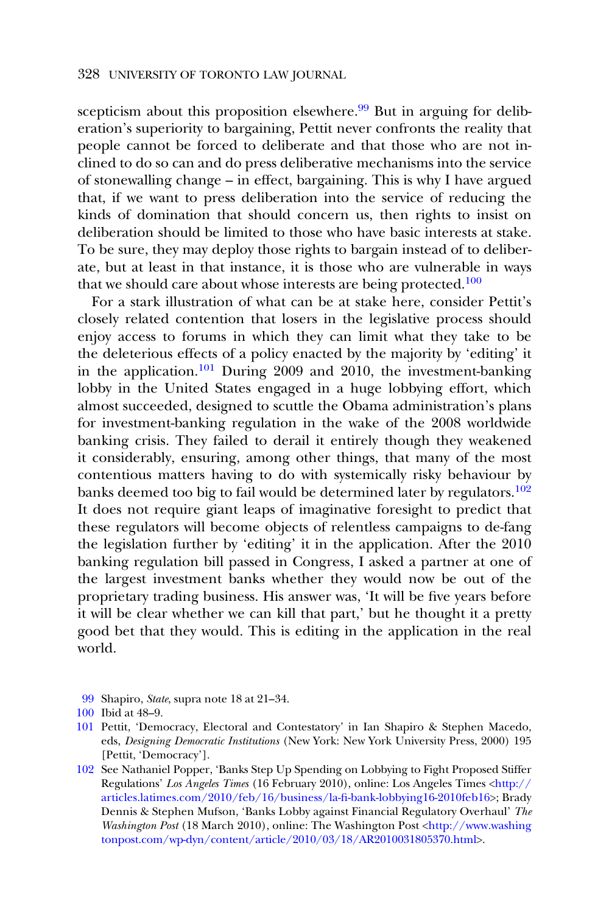scepticism about this proposition elsewhere.[99] But in arguing for deliberation's superiority to bargaining, Pettit never confronts the reality that people cannot be forced to deliberate and that those who are not inclined to do so can and do press deliberative mechanisms into the service of stonewalling change – in effect, bargaining. This is why I have argued that, if we want to press deliberation into the service of reducing the kinds of domination that should concern us, then rights to insist on deliberation should be limited to those who have basic interests at stake. To be sure, they may deploy those rights to bargain instead of to deliberate, but at least in that instance, it is those who are vulnerable in ways that we should care about whose interests are being protected.[100]

For a stark illustration of what can be at stake here, consider Pettit's closely related contention that losers in the legislative process should enjoy access to forums in which they can limit what they take to be the deleterious effects of a policy enacted by the majority by 'editing' it in the application.[101] During 2009 and 2010, the investment-banking lobby in the United States engaged in a huge lobbying effort, which almost succeeded, designed to scuttle the Obama administration's plans for investment-banking regulation in the wake of the 2008 worldwide banking crisis. They failed to derail it entirely though they weakened it considerably, ensuring, among other things, that many of the most contentious matters having to do with systemically risky behaviour by banks deemed too big to fail would be determined later by regulators.[102] It does not require giant leaps of imaginative foresight to predict that these regulators will become objects of relentless campaigns to de-fang the legislation further by 'editing' it in the application. After the 2010 banking regulation bill passed in Congress, I asked a partner at one of the largest investment banks whether they would now be out of the proprietary trading business. His answer was, 'It will be five years before it will be clear whether we can kill that part,' but he thought it a pretty good bet that they would. This is editing in the application in the real world.

99 Shapiro, *State*, supra note 18 at 21–34.

100 Ibid at 48–9.

101 Pettit, 'Democracy, Electoral and Contestatory' in Ian Shapiro & Stephen Macedo, eds, *Designing Democratic Institutions* (New York: New York University Press, 2000) 195 [Pettit, 'Democracy'].

102 See Nathaniel Popper, 'Banks Step Up Spending on Lobbying to Fight Proposed Stiffer Regulations' *Los Angeles Times* (16 February 2010), online: Los Angeles Times <http://articles.latimes.com/2010/feb/16/business/la-fi-bank-lobbying16-2010feb16>; Brady Dennis & Stephen Mufson, 'Banks Lobby against Financial Regulatory Overhaul' *The Washington Post* (18 March 2010), online: The Washington Post <http://www.washingtonpost.com/wp-dyn/content/article/2010/03/18/AR2010031805370.html>.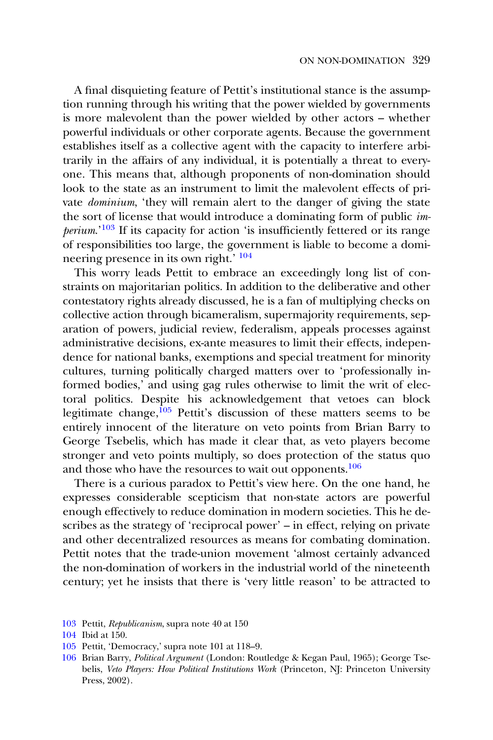A final disquieting feature of Pettit's institutional stance is the assumption running through his writing that the power wielded by governments is more malevolent than the power wielded by other actors – whether powerful individuals or other corporate agents. Because the government establishes itself as a collective agent with the capacity to interfere arbitrarily in the affairs of any individual, it is potentially a threat to everyone. This means that, although proponents of non-domination should look to the state as an instrument to limit the malevolent effects of private *dominium*, 'they will remain alert to the danger of giving the state the sort of license that would introduce a dominating form of public *imperium*.'[103] If its capacity for action 'is insufficiently fettered or its range of responsibilities too large, the government is liable to become a domineering presence in its own right.' [104]

This worry leads Pettit to embrace an exceedingly long list of constraints on majoritarian politics. In addition to the deliberative and other contestatory rights already discussed, he is a fan of multiplying checks on collective action through bicameralism, supermajority requirements, separation of powers, judicial review, federalism, appeals processes against administrative decisions, ex-ante measures to limit their effects, independence for national banks, exemptions and special treatment for minority cultures, turning politically charged matters over to 'professionally informed bodies,' and using gag rules otherwise to limit the writ of electoral politics. Despite his acknowledgement that vetoes can block legitimate change,[105] Pettit's discussion of these matters seems to be entirely innocent of the literature on veto points from Brian Barry to George Tsebelis, which has made it clear that, as veto players become stronger and veto points multiply, so does protection of the status quo and those who have the resources to wait out opponents.[106]

There is a curious paradox to Pettit's view here. On the one hand, he expresses considerable scepticism that non-state actors are powerful enough effectively to reduce domination in modern societies. This he describes as the strategy of 'reciprocal power' – in effect, relying on private and other decentralized resources as means for combating domination. Pettit notes that the trade-union movement 'almost certainly advanced the non-domination of workers in the industrial world of the nineteenth century; yet he insists that there is 'very little reason' to be attracted to

103 Pettit, *Republicanism*, supra note 40 at 150

104 Ibid at 150.

105 Pettit, 'Democracy,' supra note 101 at 118–9.

106 Brian Barry, *Political Argument* (London: Routledge & Kegan Paul, 1965); George Tsebelis, *Veto Players: How Political Institutions Work* (Princeton, NJ: Princeton University Press, 2002).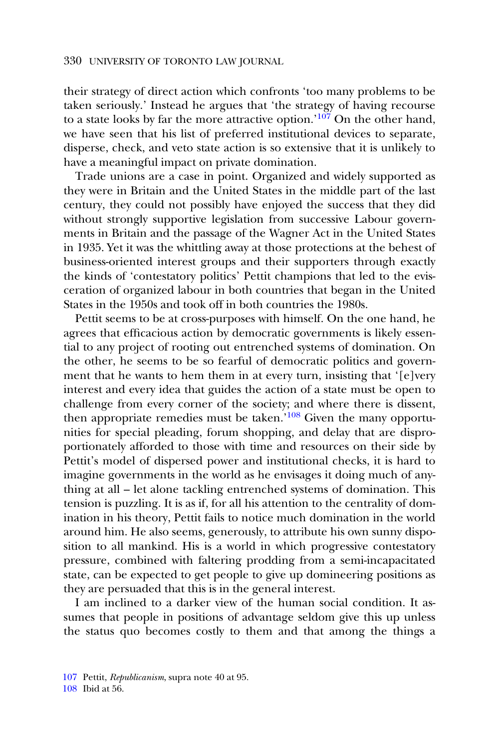their strategy of direct action which confronts 'too many problems to be taken seriously.' Instead he argues that 'the strategy of having recourse to a state looks by far the more attractive option.'[107] On the other hand, we have seen that his list of preferred institutional devices to separate, disperse, check, and veto state action is so extensive that it is unlikely to have a meaningful impact on private domination.

Trade unions are a case in point. Organized and widely supported as they were in Britain and the United States in the middle part of the last century, they could not possibly have enjoyed the success that they did without strongly supportive legislation from successive Labour governments in Britain and the passage of the Wagner Act in the United States in 1935. Yet it was the whittling away at those protections at the behest of business-oriented interest groups and their supporters through exactly the kinds of 'contestatory politics' Pettit champions that led to the evisceration of organized labour in both countries that began in the United States in the 1950s and took off in both countries the 1980s.

Pettit seems to be at cross-purposes with himself. On the one hand, he agrees that efficacious action by democratic governments is likely essential to any project of rooting out entrenched systems of domination. On the other, he seems to be so fearful of democratic politics and government that he wants to hem them in at every turn, insisting that '[e]very interest and every idea that guides the action of a state must be open to challenge from every corner of the society; and where there is dissent, then appropriate remedies must be taken.'[108] Given the many opportunities for special pleading, forum shopping, and delay that are disproportionately afforded to those with time and resources on their side by Pettit's model of dispersed power and institutional checks, it is hard to imagine governments in the world as he envisages it doing much of anything at all – let alone tackling entrenched systems of domination. This tension is puzzling. It is as if, for all his attention to the centrality of domination in his theory, Pettit fails to notice much domination in the world around him. He also seems, generously, to attribute his own sunny disposition to all mankind. His is a world in which progressive contestatory pressure, combined with faltering prodding from a semi-incapacitated state, can be expected to get people to give up domineering positions as they are persuaded that this is in the general interest.

I am inclined to a darker view of the human social condition. It assumes that people in positions of advantage seldom give this up unless the status quo becomes costly to them and that among the things a

107 Pettit, *Republicanism*, supra note 40 at 95.

108 Ibid at 56.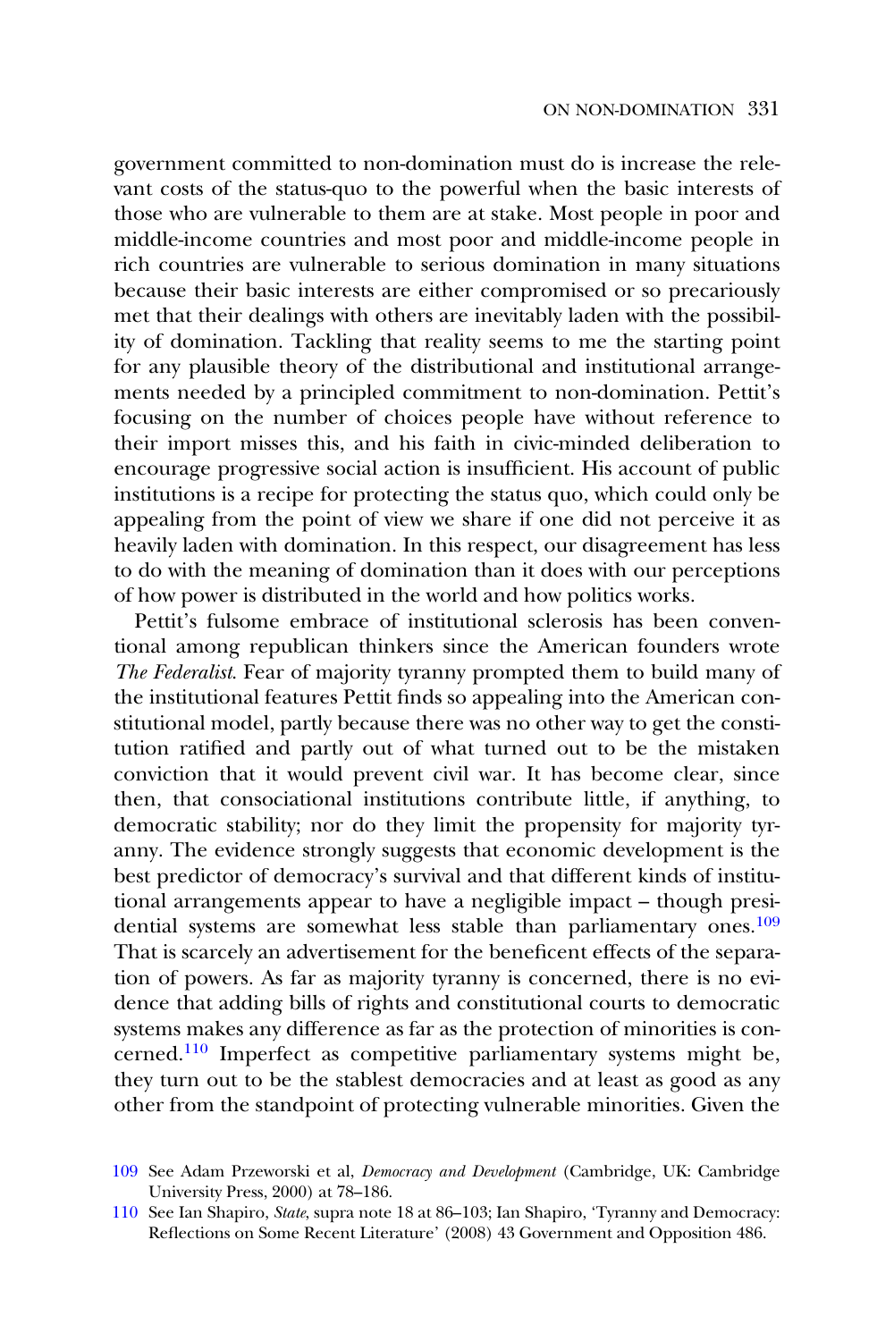government committed to non-domination must do is increase the relevant costs of the status-quo to the powerful when the basic interests of those who are vulnerable to them are at stake. Most people in poor and middle-income countries and most poor and middle-income people in rich countries are vulnerable to serious domination in many situations because their basic interests are either compromised or so precariously met that their dealings with others are inevitably laden with the possibility of domination. Tackling that reality seems to me the starting point for any plausible theory of the distributional and institutional arrangements needed by a principled commitment to non-domination. Pettit's focusing on the number of choices people have without reference to their import misses this, and his faith in civic-minded deliberation to encourage progressive social action is insufficient. His account of public institutions is a recipe for protecting the status quo, which could only be appealing from the point of view we share if one did not perceive it as heavily laden with domination. In this respect, our disagreement has less to do with the meaning of domination than it does with our perceptions of how power is distributed in the world and how politics works.

Pettit's fulsome embrace of institutional sclerosis has been conventional among republican thinkers since the American founders wrote *The Federalist*. Fear of majority tyranny prompted them to build many of the institutional features Pettit finds so appealing into the American constitutional model, partly because there was no other way to get the constitution ratified and partly out of what turned out to be the mistaken conviction that it would prevent civil war. It has become clear, since then, that consociational institutions contribute little, if anything, to democratic stability; nor do they limit the propensity for majority tyranny. The evidence strongly suggests that economic development is the best predictor of democracy's survival and that different kinds of institutional arrangements appear to have a negligible impact – though presidential systems are somewhat less stable than parliamentary ones.[109] That is scarcely an advertisement for the beneficent effects of the separation of powers. As far as majority tyranny is concerned, there is no evidence that adding bills of rights and constitutional courts to democratic systems makes any difference as far as the protection of minorities is concerned.[110] Imperfect as competitive parliamentary systems might be, they turn out to be the stablest democracies and at least as good as any other from the standpoint of protecting vulnerable minorities. Given the

109 See Adam Przeworski et al, *Democracy and Development* (Cambridge, UK: Cambridge University Press, 2000) at 78–186.

110 See Ian Shapiro, *State*, supra note 18 at 86–103; Ian Shapiro, 'Tyranny and Democracy: Reflections on Some Recent Literature' (2008) 43 Government and Opposition 486.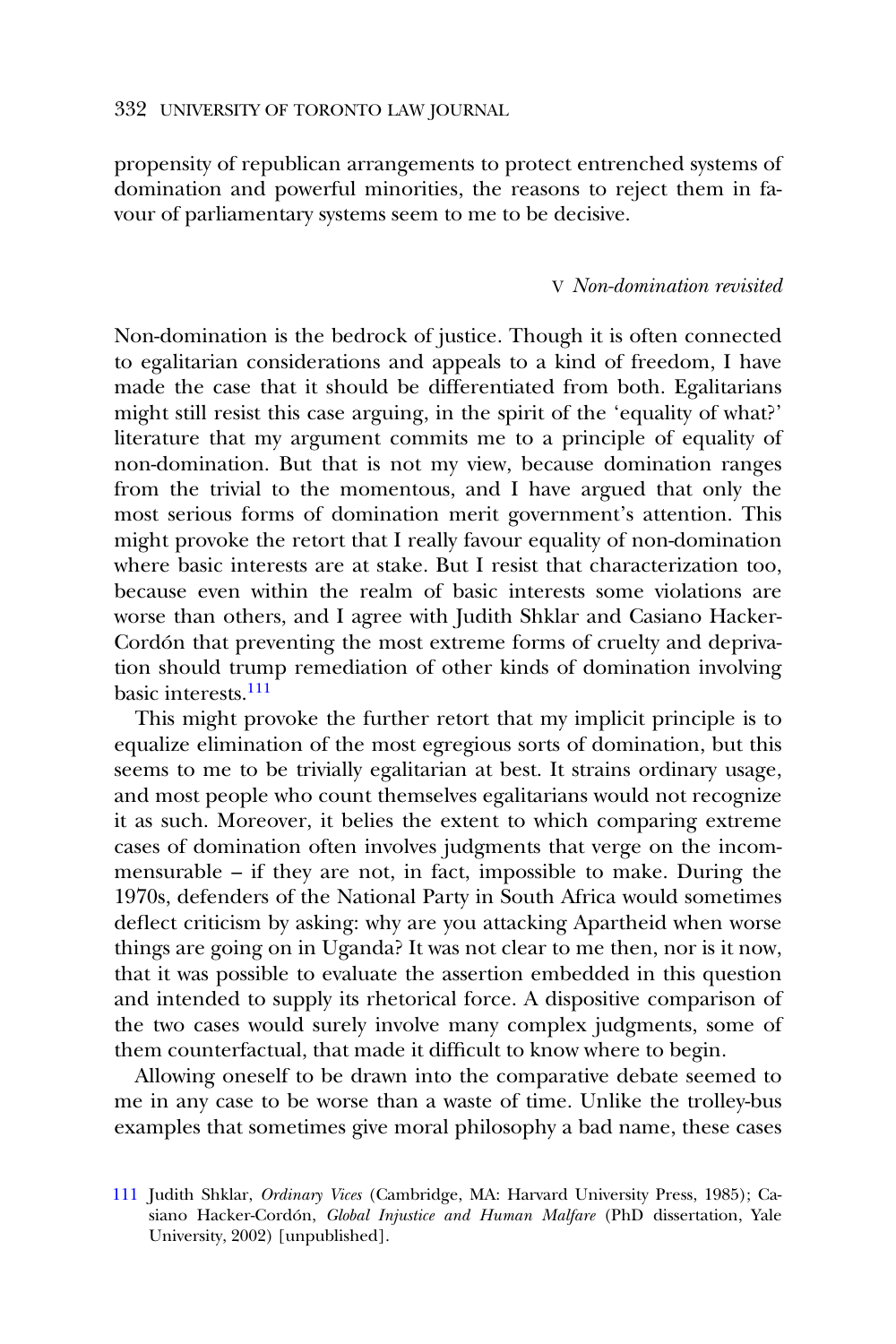propensity of republican arrangements to protect entrenched systems of domination and powerful minorities, the reasons to reject them in favour of parliamentary systems seem to me to be decisive.

## V *Non-domination revisited*

Non-domination is the bedrock of justice. Though it is often connected to egalitarian considerations and appeals to a kind of freedom, I have made the case that it should be differentiated from both. Egalitarians might still resist this case arguing, in the spirit of the 'equality of what?' literature that my argument commits me to a principle of equality of non-domination. But that is not my view, because domination ranges from the trivial to the momentous, and I have argued that only the most serious forms of domination merit government's attention. This might provoke the retort that I really favour equality of non-domination where basic interests are at stake. But I resist that characterization too, because even within the realm of basic interests some violations are worse than others, and I agree with Judith Shklar and Casiano Hacker-Cordón that preventing the most extreme forms of cruelty and deprivation should trump remediation of other kinds of domination involving basic interests.[111]

This might provoke the further retort that my implicit principle is to equalize elimination of the most egregious sorts of domination, but this seems to me to be trivially egalitarian at best. It strains ordinary usage, and most people who count themselves egalitarians would not recognize it as such. Moreover, it belies the extent to which comparing extreme cases of domination often involves judgments that verge on the incommensurable – if they are not, in fact, impossible to make. During the 1970s, defenders of the National Party in South Africa would sometimes deflect criticism by asking: why are you attacking Apartheid when worse things are going on in Uganda? It was not clear to me then, nor is it now, that it was possible to evaluate the assertion embedded in this question and intended to supply its rhetorical force. A dispositive comparison of the two cases would surely involve many complex judgments, some of them counterfactual, that made it difficult to know where to begin.

Allowing oneself to be drawn into the comparative debate seemed to me in any case to be worse than a waste of time. Unlike the trolley-bus examples that sometimes give moral philosophy a bad name, these cases

111 Judith Shklar, *Ordinary Vices* (Cambridge, MA: Harvard University Press, 1985); Casiano Hacker-Cordón, *Global Injustice and Human Malfare* (PhD dissertation, Yale University, 2002) [unpublished].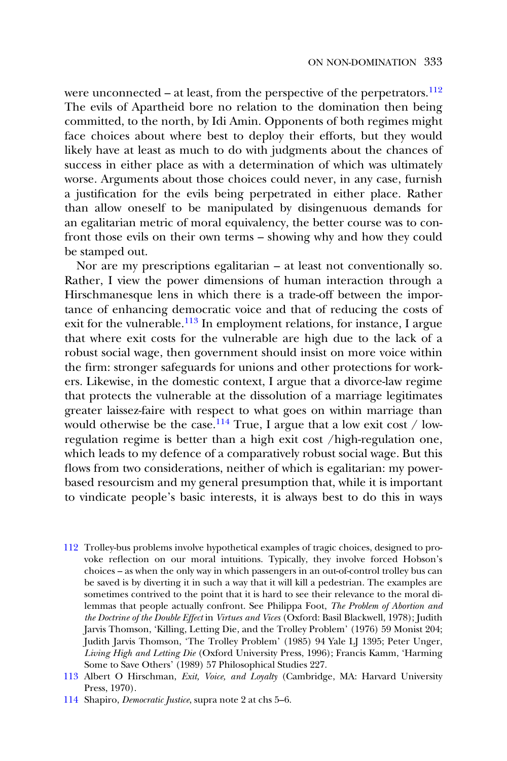were unconnected – at least, from the perspective of the perpetrators.[112] The evils of Apartheid bore no relation to the domination then being committed, to the north, by Idi Amin. Opponents of both regimes might face choices about where best to deploy their efforts, but they would likely have at least as much to do with judgments about the chances of success in either place as with a determination of which was ultimately worse. Arguments about those choices could never, in any case, furnish a justification for the evils being perpetrated in either place. Rather than allow oneself to be manipulated by disingenuous demands for an egalitarian metric of moral equivalency, the better course was to confront those evils on their own terms – showing why and how they could be stamped out.

Nor are my prescriptions egalitarian – at least not conventionally so. Rather, I view the power dimensions of human interaction through a Hirschmanesque lens in which there is a trade-off between the importance of enhancing democratic voice and that of reducing the costs of exit for the vulnerable.[113] In employment relations, for instance, I argue that where exit costs for the vulnerable are high due to the lack of a robust social wage, then government should insist on more voice within the firm: stronger safeguards for unions and other protections for workers. Likewise, in the domestic context, I argue that a divorce-law regime that protects the vulnerable at the dissolution of a marriage legitimates greater laissez-faire with respect to what goes on within marriage than would otherwise be the case.[114] True, I argue that a low exit cost / low-regulation regime is better than a high exit cost /high-regulation one, which leads to my defence of a comparatively robust social wage. But this flows from two considerations, neither of which is egalitarian: my power-based resourcism and my general presumption that, while it is important to vindicate people's basic interests, it is always best to do this in ways

---

112 Trolley-bus problems involve hypothetical examples of tragic choices, designed to provoke reflection on our moral intuitions. Typically, they involve forced Hobson's choices – as when the only way in which passengers in an out-of-control trolley bus can be saved is by diverting it in such a way that it will kill a pedestrian. The examples are sometimes contrived to the point that it is hard to see their relevance to the moral dilemmas that people actually confront. See Philippa Foot, *The Problem of Abortion and the Doctrine of the Double Effect* in *Virtues and Vices* (Oxford: Basil Blackwell, 1978); Judith Jarvis Thomson, 'Killing, Letting Die, and the Trolley Problem' (1976) 59 Monist 204; Judith Jarvis Thomson, 'The Trolley Problem' (1985) 94 Yale LJ 1395; Peter Unger, *Living High and Letting Die* (Oxford University Press, 1996); Francis Kamm, 'Harming Some to Save Others' (1989) 57 Philosophical Studies 227.

113 Albert O Hirschman, *Exit, Voice, and Loyalty* (Cambridge, MA: Harvard University Press, 1970).

114 Shapiro, *Democratic Justice*, supra note 2 at chs 5–6.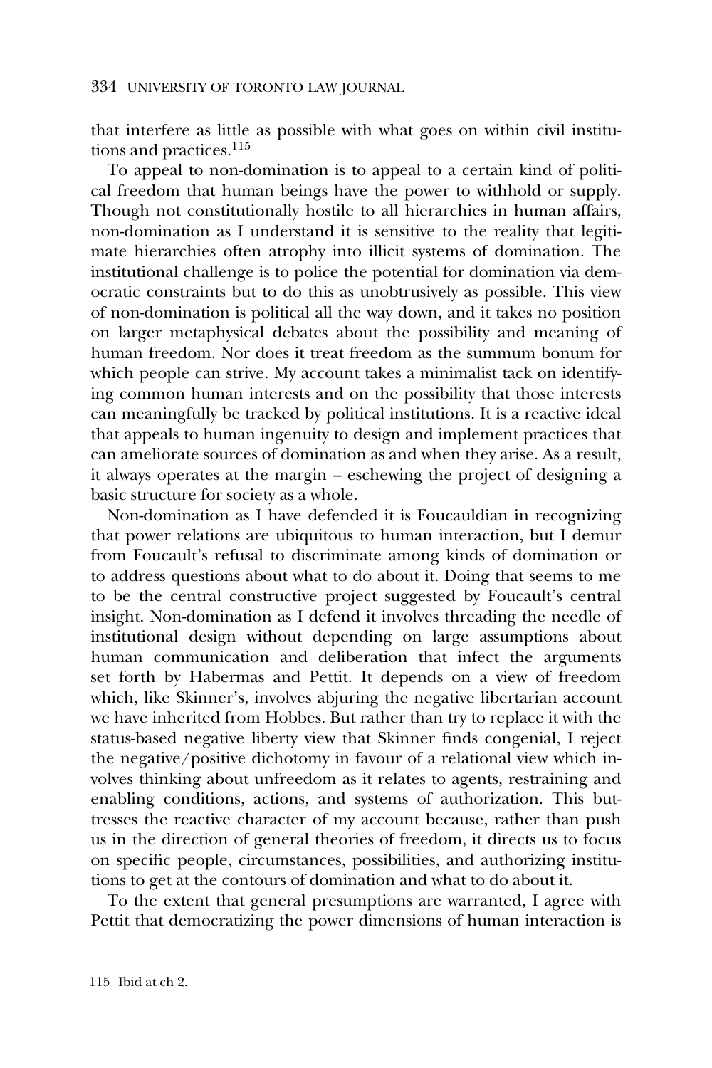that interfere as little as possible with what goes on within civil institutions and practices.[115]

To appeal to non-domination is to appeal to a certain kind of political freedom that human beings have the power to withhold or supply. Though not constitutionally hostile to all hierarchies in human affairs, non-domination as I understand it is sensitive to the reality that legitimate hierarchies often atrophy into illicit systems of domination. The institutional challenge is to police the potential for domination via democratic constraints but to do this as unobtrusively as possible. This view of non-domination is political all the way down, and it takes no position on larger metaphysical debates about the possibility and meaning of human freedom. Nor does it treat freedom as the summum bonum for which people can strive. My account takes a minimalist tack on identifying common human interests and on the possibility that those interests can meaningfully be tracked by political institutions. It is a reactive ideal that appeals to human ingenuity to design and implement practices that can ameliorate sources of domination as and when they arise. As a result, it always operates at the margin – eschewing the project of designing a basic structure for society as a whole.

Non-domination as I have defended it is Foucauldian in recognizing that power relations are ubiquitous to human interaction, but I demur from Foucault's refusal to discriminate among kinds of domination or to address questions about what to do about it. Doing that seems to me to be the central constructive project suggested by Foucault's central insight. Non-domination as I defend it involves threading the needle of institutional design without depending on large assumptions about human communication and deliberation that infect the arguments set forth by Habermas and Pettit. It depends on a view of freedom which, like Skinner's, involves abjuring the negative libertarian account we have inherited from Hobbes. But rather than try to replace it with the status-based negative liberty view that Skinner finds congenial, I reject the negative/positive dichotomy in favour of a relational view which involves thinking about unfreedom as it relates to agents, restraining and enabling conditions, actions, and systems of authorization. This buttresses the reactive character of my account because, rather than push us in the direction of general theories of freedom, it directs us to focus on specific people, circumstances, possibilities, and authorizing institutions to get at the contours of domination and what to do about it.

To the extent that general presumptions are warranted, I agree with Pettit that democratizing the power dimensions of human interaction is

115 Ibid at ch 2.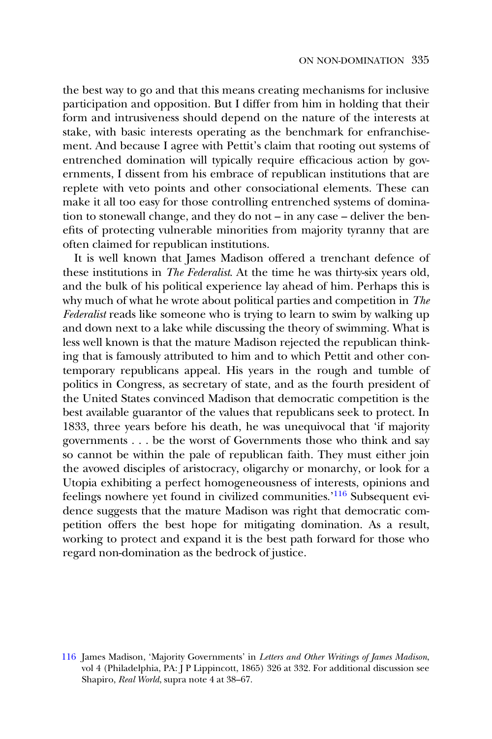the best way to go and that this means creating mechanisms for inclusive participation and opposition. But I differ from him in holding that their form and intrusiveness should depend on the nature of the interests at stake, with basic interests operating as the benchmark for enfranchisement. And because I agree with Pettit's claim that rooting out systems of entrenched domination will typically require efficacious action by governments, I dissent from his embrace of republican institutions that are replete with veto points and other consociational elements. These can make it all too easy for those controlling entrenched systems of domination to stonewall change, and they do not – in any case – deliver the benefits of protecting vulnerable minorities from majority tyranny that are often claimed for republican institutions.

It is well known that James Madison offered a trenchant defence of these institutions in *The Federalist*. At the time he was thirty-six years old, and the bulk of his political experience lay ahead of him. Perhaps this is why much of what he wrote about political parties and competition in *The Federalist* reads like someone who is trying to learn to swim by walking up and down next to a lake while discussing the theory of swimming. What is less well known is that the mature Madison rejected the republican thinking that is famously attributed to him and to which Pettit and other contemporary republicans appeal. His years in the rough and tumble of politics in Congress, as secretary of state, and as the fourth president of the United States convinced Madison that democratic competition is the best available guarantor of the values that republicans seek to protect. In 1833, three years before his death, he was unequivocal that 'if majority governments . . . be the worst of Governments those who think and say so cannot be within the pale of republican faith. They must either join the avowed disciples of aristocracy, oligarchy or monarchy, or look for a Utopia exhibiting a perfect homogeneousness of interests, opinions and feelings nowhere yet found in civilized communities.'[116] Subsequent evidence suggests that the mature Madison was right that democratic competition offers the best hope for mitigating domination. As a result, working to protect and expand it is the best path forward for those who regard non-domination as the bedrock of justice.

116 James Madison, 'Majority Governments' in *Letters and Other Writings of James Madison*, vol 4 (Philadelphia, PA: J P Lippincott, 1865) 326 at 332. For additional discussion see Shapiro, *Real World*, supra note 4 at 38–67.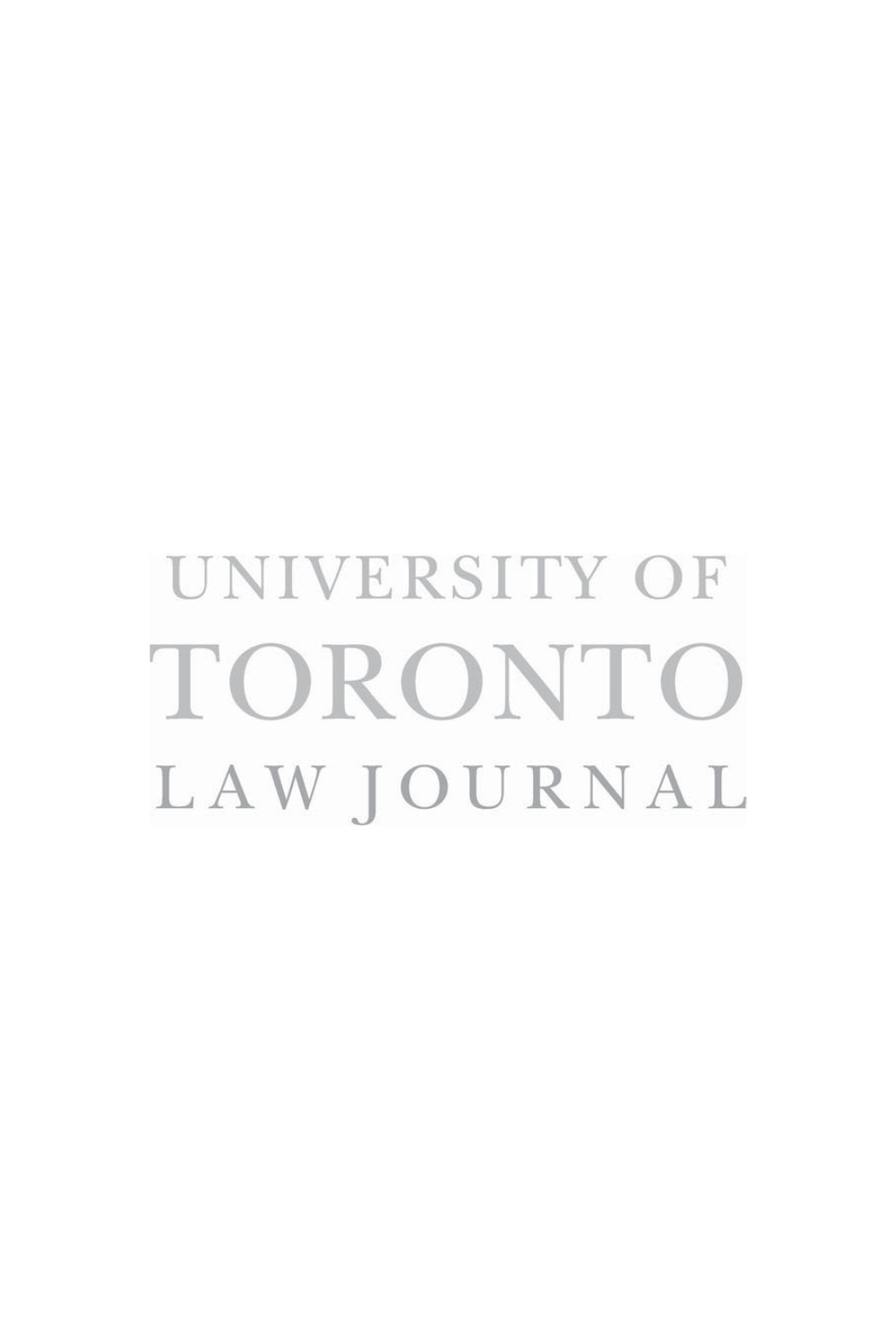UNIVERSITY OF
TORONTO
LAW JOURNAL